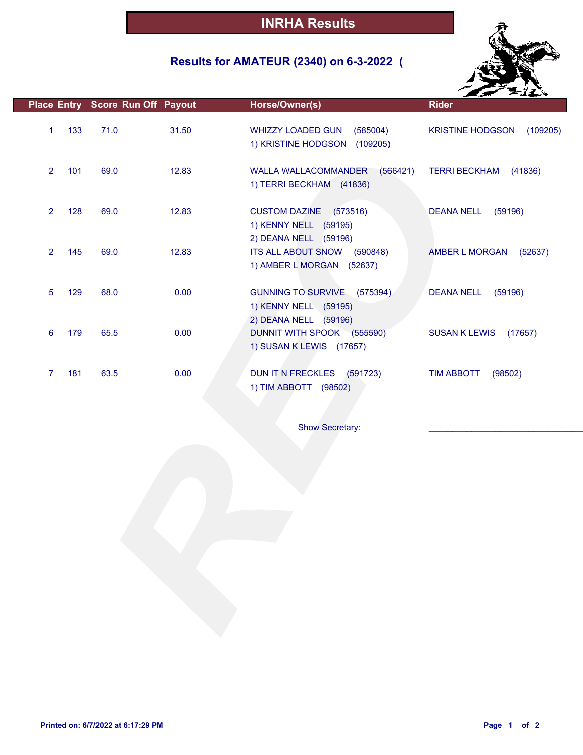# INRHA Results

## Results for AMATEUR (2340) on 6-3-2022 (

| Place | Entry | Score | Run Off | Payout | Horse/Owner(s) | Rider |
|---|---|---|---|---|---|---|
| 1 | 133 | 71.0 | | 31.50 | WHIZZY LOADED GUN (585004)<br>1) KRISTINE HODGSON (109205) | KRISTINE HODGSON (109205) |
| 2 | 101 | 69.0 | | 12.83 | WALLA WALLACOMMANDER (566421)<br>1) TERRI BECKHAM (41836) | TERRI BECKHAM (41836) |
| 2 | 128 | 69.0 | | 12.83 | CUSTOM DAZINE (573516)<br>1) KENNY NELL (59195)<br>2) DEANA NELL (59196) | DEANA NELL (59196) |
| 2 | 145 | 69.0 | | 12.83 | ITS ALL ABOUT SNOW (590848)<br>1) AMBER L MORGAN (52637) | AMBER L MORGAN (52637) |
| 5 | 129 | 68.0 | | 0.00 | GUNNING TO SURVIVE (575394)<br>1) KENNY NELL (59195)<br>2) DEANA NELL (59196) | DEANA NELL (59196) |
| 6 | 179 | 65.5 | | 0.00 | DUNNIT WITH SPOOK (555590)<br>1) SUSAN K LEWIS (17657) | SUSAN K LEWIS (17657) |
| 7 | 181 | 63.5 | | 0.00 | DUN IT N FRECKLES (591723)<br>1) TIM ABBOTT (98502) | TIM ABBOTT (98502) |

Show Secretary: ______________________________

Printed on: 6/7/2022 at 6:17:29 PM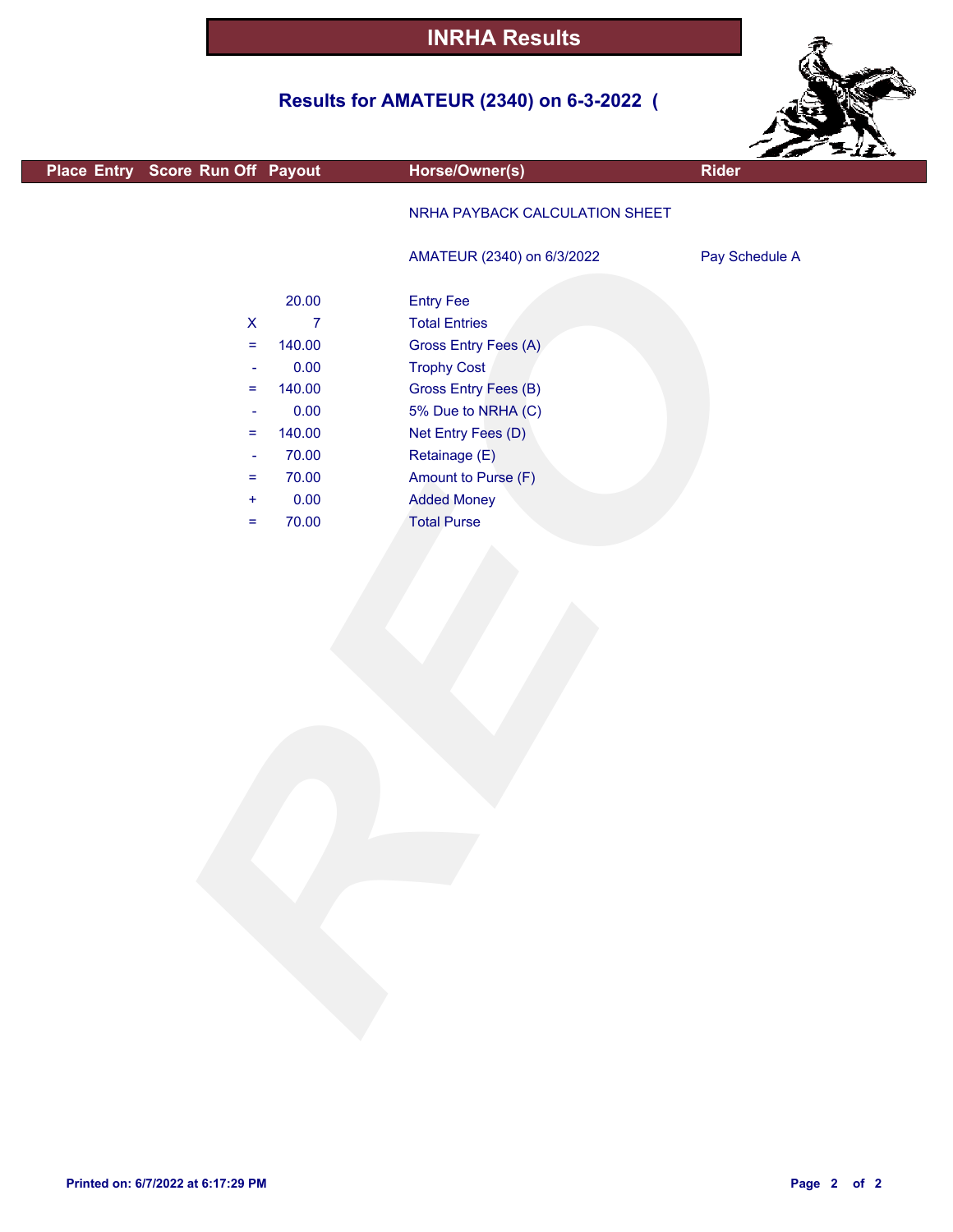# INRHA Results

## Results for AMATEUR (2340) on 6-3-2022 (

| Place | Entry | Score | Run Off | Payout | Horse/Owner(s) | Rider |
|---|---|---|---|---|---|---|

NRHA PAYBACK CALCULATION SHEET

AMATEUR (2340) on 6/3/2022 — Pay Schedule A

| | | |
|---|---|---|
| | 20.00 | Entry Fee |
| X | 7 | Total Entries |
| = | 140.00 | Gross Entry Fees (A) |
| - | 0.00 | Trophy Cost |
| = | 140.00 | Gross Entry Fees (B) |
| - | 0.00 | 5% Due to NRHA (C) |
| = | 140.00 | Net Entry Fees (D) |
| - | 70.00 | Retainage (E) |
| = | 70.00 | Amount to Purse (F) |
| + | 0.00 | Added Money |
| = | 70.00 | Total Purse |

Printed on: 6/7/2022 at 6:17:29 PM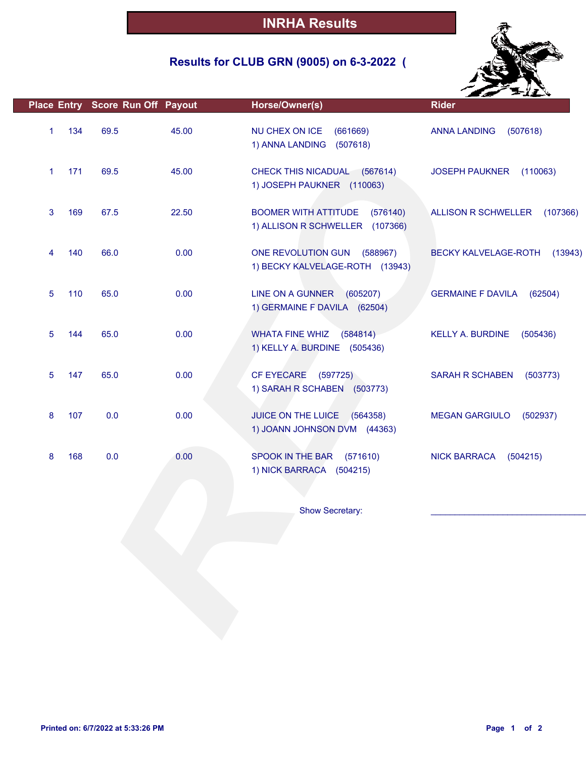# INRHA Results

## Results for CLUB GRN (9005) on 6-3-2022 (

| Place | Entry | Score | Run Off | Payout | Horse/Owner(s) | Rider |
|---|---|---|---|---|---|---|
| 1 | 134 | 69.5 | | 45.00 | NU CHEX ON ICE (661669)<br>1) ANNA LANDING (507618) | ANNA LANDING (507618) |
| 1 | 171 | 69.5 | | 45.00 | CHECK THIS NICADUAL (567614)<br>1) JOSEPH PAUKNER (110063) | JOSEPH PAUKNER (110063) |
| 3 | 169 | 67.5 | | 22.50 | BOOMER WITH ATTITUDE (576140)<br>1) ALLISON R SCHWELLER (107366) | ALLISON R SCHWELLER (107366) |
| 4 | 140 | 66.0 | | 0.00 | ONE REVOLUTION GUN (588967)<br>1) BECKY KALVELAGE-ROTH (13943) | BECKY KALVELAGE-ROTH (13943) |
| 5 | 110 | 65.0 | | 0.00 | LINE ON A GUNNER (605207)<br>1) GERMAINE F DAVILA (62504) | GERMAINE F DAVILA (62504) |
| 5 | 144 | 65.0 | | 0.00 | WHATA FINE WHIZ (584814)<br>1) KELLY A. BURDINE (505436) | KELLY A. BURDINE (505436) |
| 5 | 147 | 65.0 | | 0.00 | CF EYECARE (597725)<br>1) SARAH R SCHABEN (503773) | SARAH R SCHABEN (503773) |
| 8 | 107 | 0.0 | | 0.00 | JUICE ON THE LUICE (564358)<br>1) JOANN JOHNSON DVM (44363) | MEGAN GARGIULO (502937) |
| 8 | 168 | 0.0 | | 0.00 | SPOOK IN THE BAR (571610)<br>1) NICK BARRACA (504215) | NICK BARRACA (504215) |

Show Secretary: ______________________________

Printed on: 6/7/2022 at 5:33:26 PM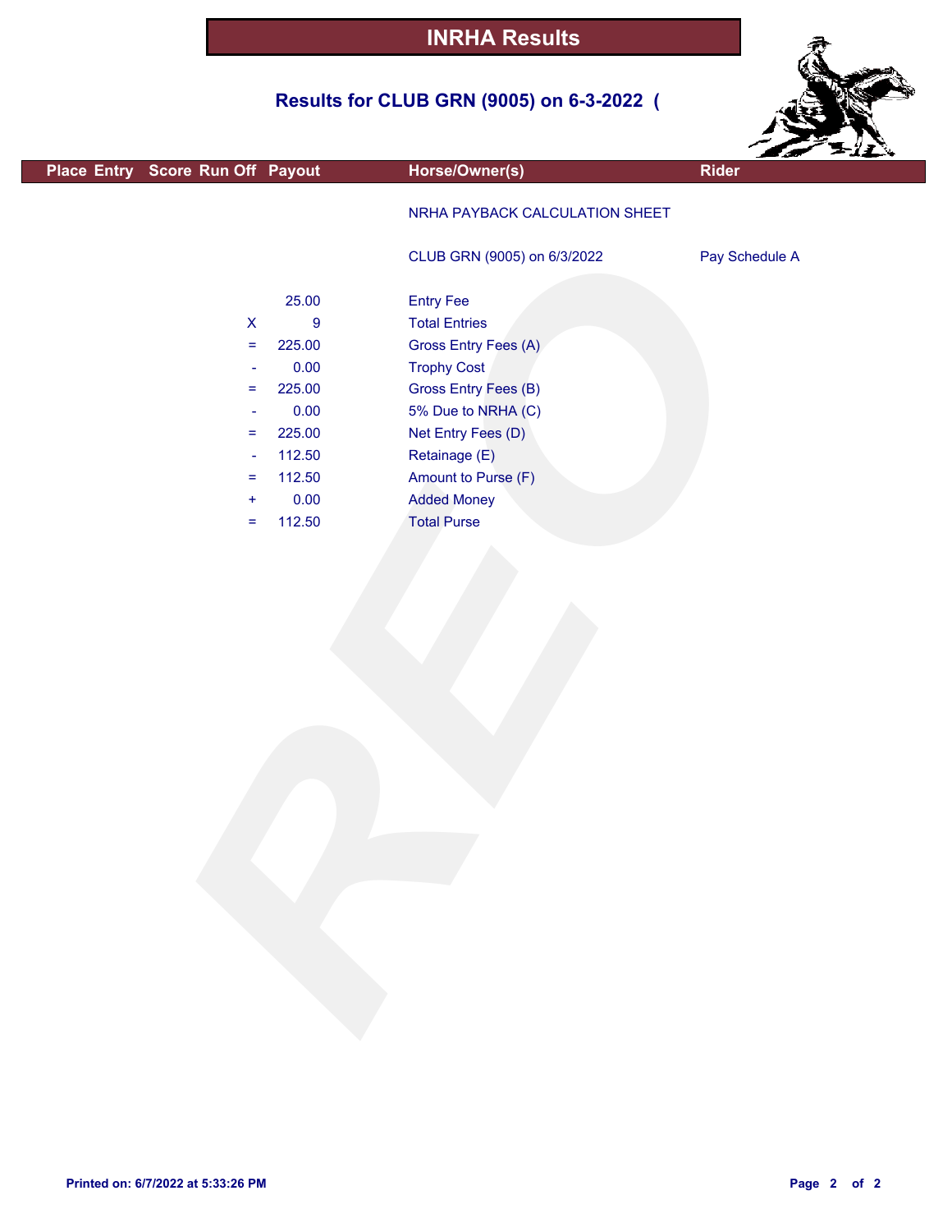# INRHA Results

## Results for CLUB GRN (9005) on 6-3-2022 (

| Place | Entry | Score | Run Off | Payout | Horse/Owner(s) | Rider |
|---|---|---|---|---|---|---|

NRHA PAYBACK CALCULATION SHEET

CLUB GRN (9005) on 6/3/2022 — Pay Schedule A

| | Amount | Description |
|---|---|---|
| | 25.00 | Entry Fee |
| X | 9 | Total Entries |
| = | 225.00 | Gross Entry Fees (A) |
| - | 0.00 | Trophy Cost |
| = | 225.00 | Gross Entry Fees (B) |
| - | 0.00 | 5% Due to NRHA (C) |
| = | 225.00 | Net Entry Fees (D) |
| - | 112.50 | Retainage (E) |
| = | 112.50 | Amount to Purse (F) |
| + | 0.00 | Added Money |
| = | 112.50 | Total Purse |

Printed on: 6/7/2022 at 5:33:26 PM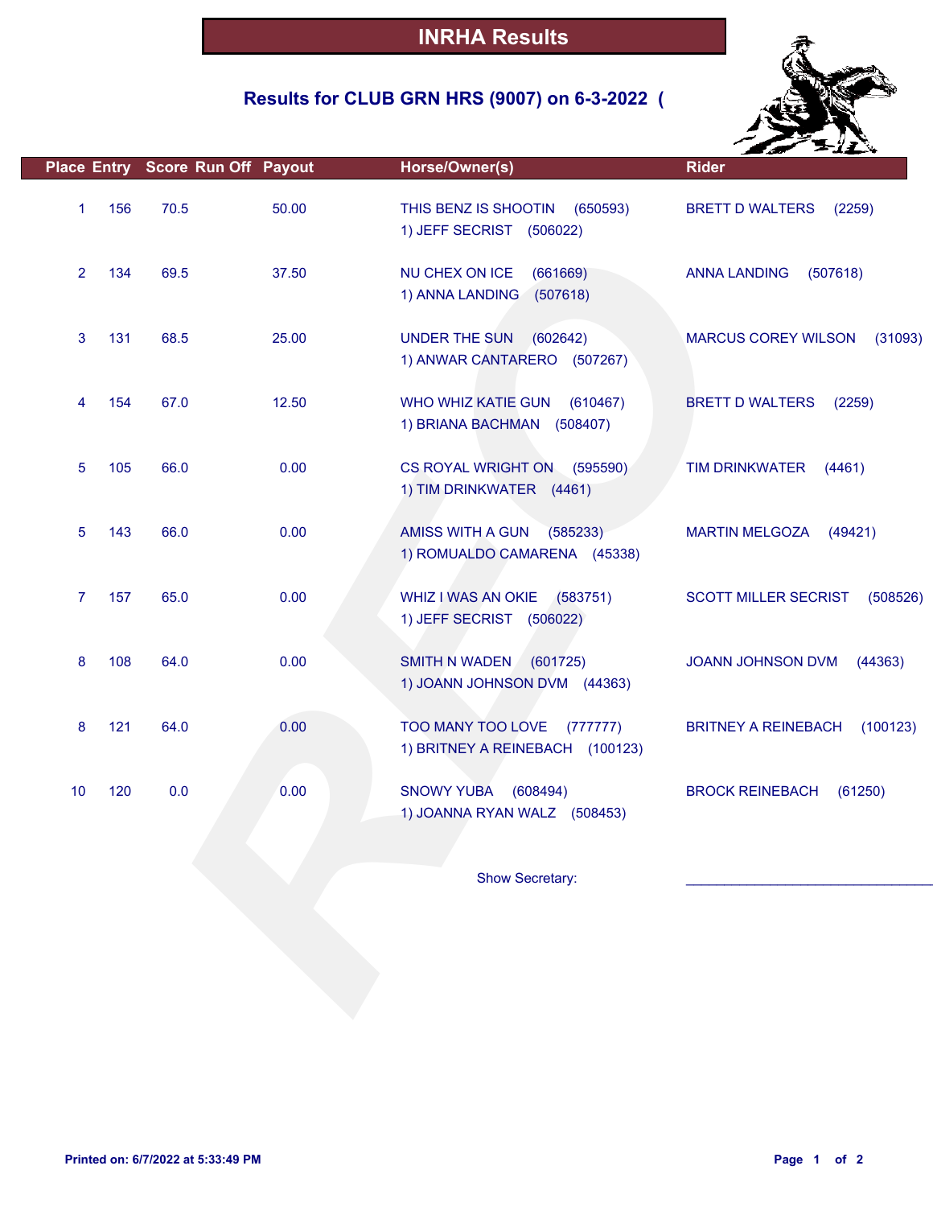# INRHA Results

## Results for CLUB GRN HRS (9007) on 6-3-2022 (

| Place | Entry | Score | Run Off | Payout | Horse/Owner(s) | Rider |
|---|---|---|---|---|---|---|
| 1 | 156 | 70.5 | | 50.00 | THIS BENZ IS SHOOTIN (650593)<br>1) JEFF SECRIST (506022) | BRETT D WALTERS (2259) |
| 2 | 134 | 69.5 | | 37.50 | NU CHEX ON ICE (661669)<br>1) ANNA LANDING (507618) | ANNA LANDING (507618) |
| 3 | 131 | 68.5 | | 25.00 | UNDER THE SUN (602642)<br>1) ANWAR CANTARERO (507267) | MARCUS COREY WILSON (31093) |
| 4 | 154 | 67.0 | | 12.50 | WHO WHIZ KATIE GUN (610467)<br>1) BRIANA BACHMAN (508407) | BRETT D WALTERS (2259) |
| 5 | 105 | 66.0 | | 0.00 | CS ROYAL WRIGHT ON (595590)<br>1) TIM DRINKWATER (4461) | TIM DRINKWATER (4461) |
| 5 | 143 | 66.0 | | 0.00 | AMISS WITH A GUN (585233)<br>1) ROMUALDO CAMARENA (45338) | MARTIN MELGOZA (49421) |
| 7 | 157 | 65.0 | | 0.00 | WHIZ I WAS AN OKIE (583751)<br>1) JEFF SECRIST (506022) | SCOTT MILLER SECRIST (508526) |
| 8 | 108 | 64.0 | | 0.00 | SMITH N WADEN (601725)<br>1) JOANN JOHNSON DVM (44363) | JOANN JOHNSON DVM (44363) |
| 8 | 121 | 64.0 | | 0.00 | TOO MANY TOO LOVE (777777)<br>1) BRITNEY A REINEBACH (100123) | BRITNEY A REINEBACH (100123) |
| 10 | 120 | 0.0 | | 0.00 | SNOWY YUBA (608494)<br>1) JOANNA RYAN WALZ (508453) | BROCK REINEBACH (61250) |

Show Secretary: ______________________________

**Printed on: 6/7/2022 at 5:33:49 PM**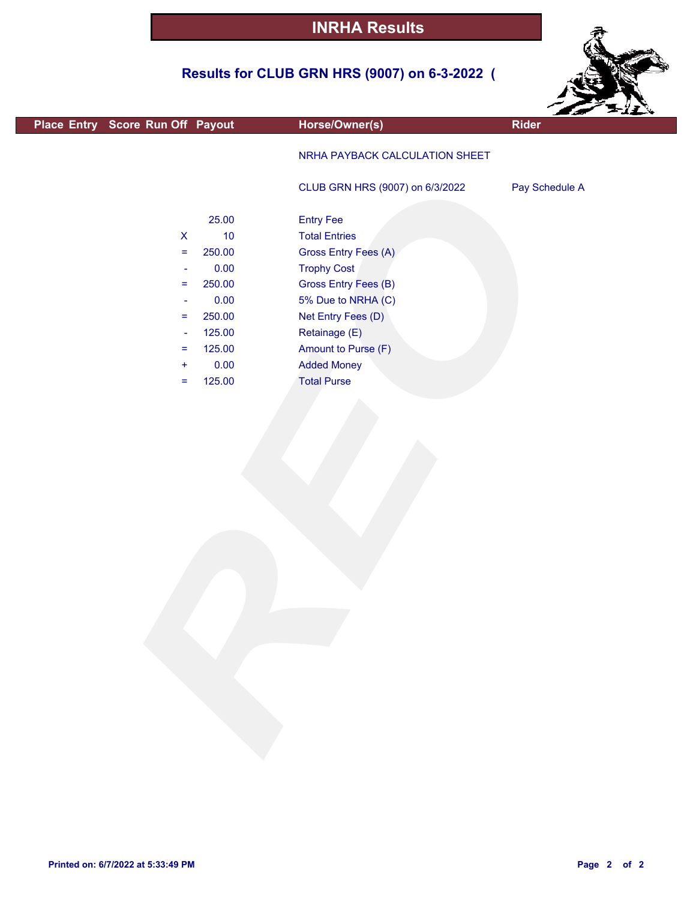# INRHA Results

## Results for CLUB GRN HRS (9007) on 6-3-2022 (

| Place | Entry | Score | Run Off | Payout | Horse/Owner(s) | Rider |
|---|---|---|---|---|---|---|

NRHA PAYBACK CALCULATION SHEET

CLUB GRN HRS (9007) on 6/3/2022 — Pay Schedule A

| | Amount | Description |
|---|---|---|
| | 25.00 | Entry Fee |
| X | 10 | Total Entries |
| = | 250.00 | Gross Entry Fees (A) |
| - | 0.00 | Trophy Cost |
| = | 250.00 | Gross Entry Fees (B) |
| - | 0.00 | 5% Due to NRHA (C) |
| = | 250.00 | Net Entry Fees (D) |
| - | 125.00 | Retainage (E) |
| = | 125.00 | Amount to Purse (F) |
| + | 0.00 | Added Money |
| = | 125.00 | Total Purse |

Printed on: 6/7/2022 at 5:33:49 PM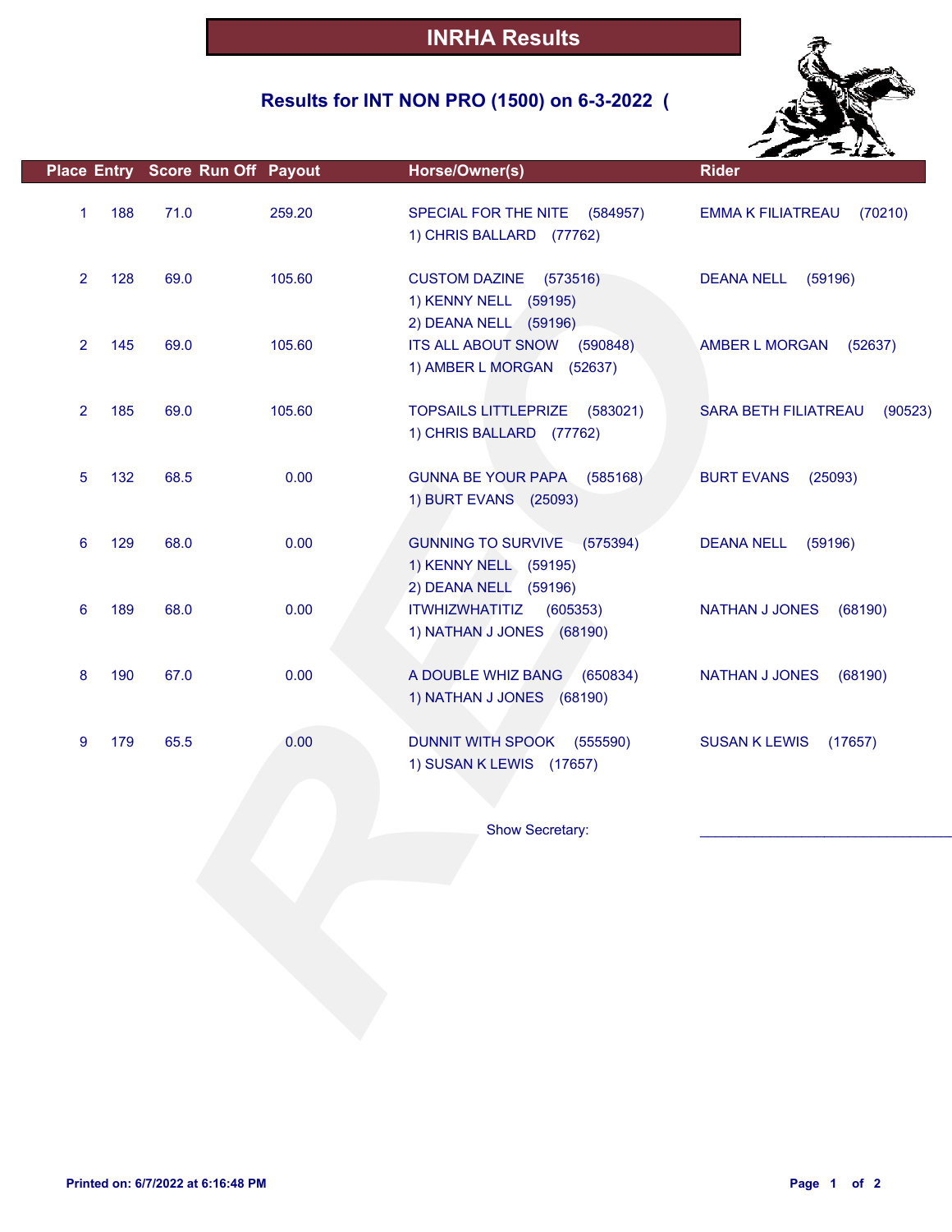# INRHA Results

## Results for INT NON PRO (1500) on 6-3-2022 (

| Place | Entry | Score | Run Off | Payout | Horse/Owner(s) | Rider |
|---|---|---|---|---|---|---|
| 1 | 188 | 71.0 | | 259.20 | SPECIAL FOR THE NITE (584957)<br>1) CHRIS BALLARD (77762) | EMMA K FILIATREAU (70210) |
| 2 | 128 | 69.0 | | 105.60 | CUSTOM DAZINE (573516)<br>1) KENNY NELL (59195)<br>2) DEANA NELL (59196) | DEANA NELL (59196) |
| 2 | 145 | 69.0 | | 105.60 | ITS ALL ABOUT SNOW (590848)<br>1) AMBER L MORGAN (52637) | AMBER L MORGAN (52637) |
| 2 | 185 | 69.0 | | 105.60 | TOPSAILS LITTLEPRIZE (583021)<br>1) CHRIS BALLARD (77762) | SARA BETH FILIATREAU (90523) |
| 5 | 132 | 68.5 | | 0.00 | GUNNA BE YOUR PAPA (585168)<br>1) BURT EVANS (25093) | BURT EVANS (25093) |
| 6 | 129 | 68.0 | | 0.00 | GUNNING TO SURVIVE (575394)<br>1) KENNY NELL (59195)<br>2) DEANA NELL (59196) | DEANA NELL (59196) |
| 6 | 189 | 68.0 | | 0.00 | ITWHIZWHATITIZ (605353)<br>1) NATHAN J JONES (68190) | NATHAN J JONES (68190) |
| 8 | 190 | 67.0 | | 0.00 | A DOUBLE WHIZ BANG (650834)<br>1) NATHAN J JONES (68190) | NATHAN J JONES (68190) |
| 9 | 179 | 65.5 | | 0.00 | DUNNIT WITH SPOOK (555590)<br>1) SUSAN K LEWIS (17657) | SUSAN K LEWIS (17657) |

Show Secretary: _______________________________

Printed on: 6/7/2022 at 6:16:48 PM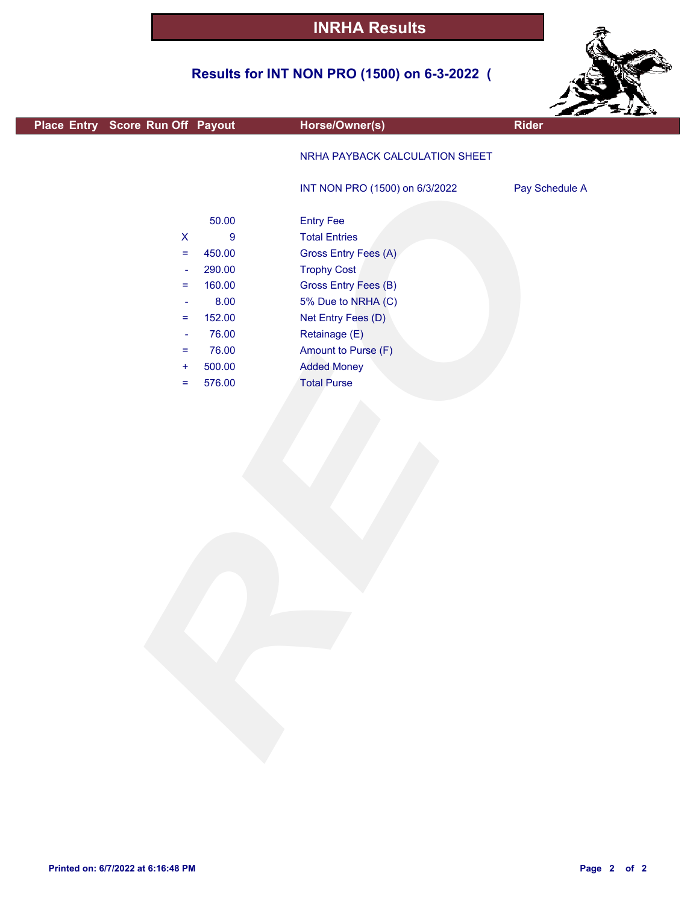# INRHA Results

## Results for INT NON PRO (1500) on 6-3-2022 (

| Place | Entry | Score | Run Off | Payout | Horse/Owner(s) | Rider |
|---|---|---|---|---|---|---|
| | | | | | NRHA PAYBACK CALCULATION SHEET | |
| | | | | | INT NON PRO (1500) on 6/3/2022 | Pay Schedule A |
| | | | | 50.00 | Entry Fee | |
| | | | X | 9 | Total Entries | |
| | | | = | 450.00 | Gross Entry Fees (A) | |
| | | | - | 290.00 | Trophy Cost | |
| | | | = | 160.00 | Gross Entry Fees (B) | |
| | | | - | 8.00 | 5% Due to NRHA (C) | |
| | | | = | 152.00 | Net Entry Fees (D) | |
| | | | - | 76.00 | Retainage (E) | |
| | | | = | 76.00 | Amount to Purse (F) | |
| | | | + | 500.00 | Added Money | |
| | | | = | 576.00 | Total Purse | |

Printed on: 6/7/2022 at 6:16:48 PM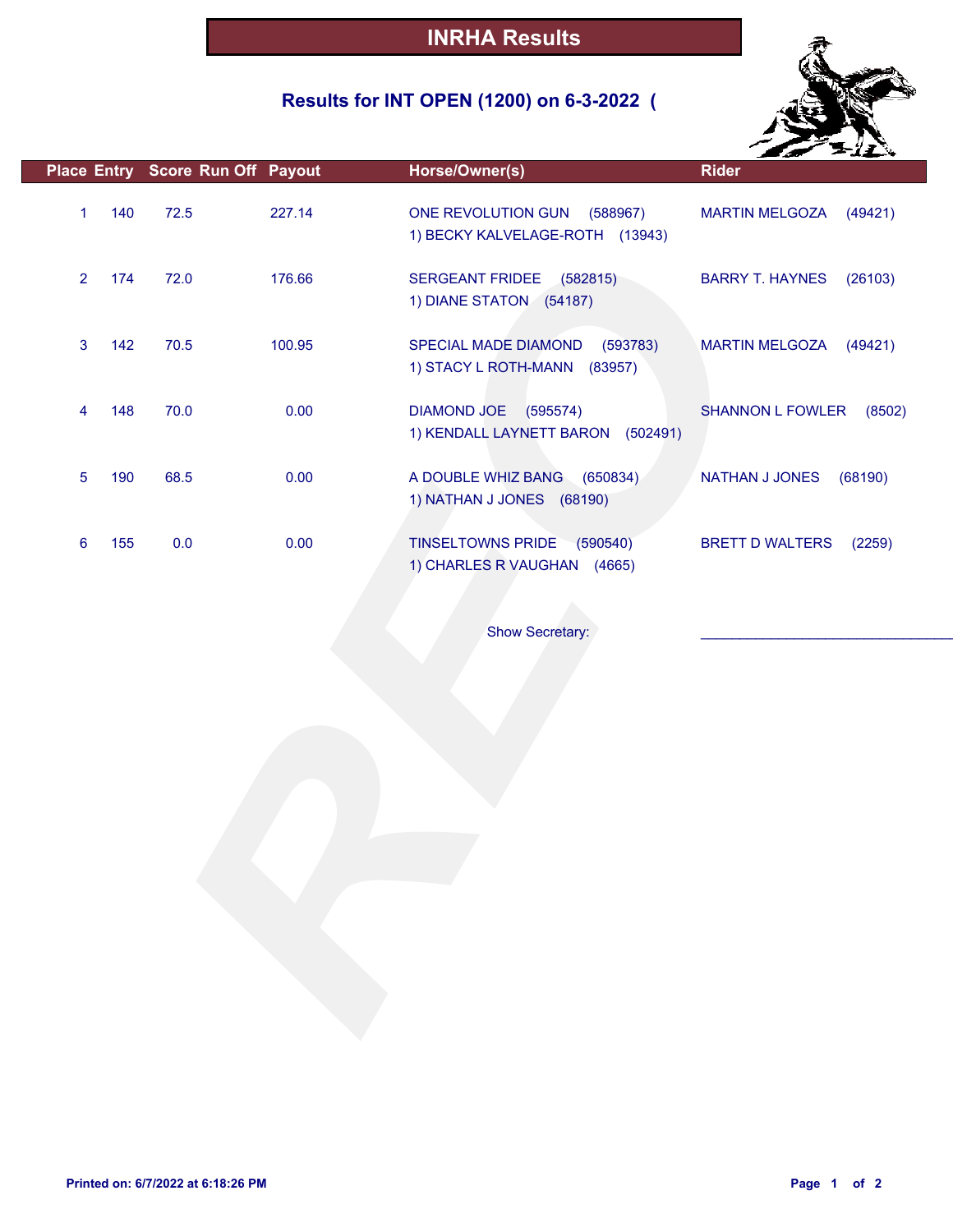# INRHA Results

## Results for INT OPEN (1200) on 6-3-2022 (

| Place | Entry | Score | Run Off | Payout | Horse/Owner(s) | Rider |
|---|---|---|---|---|---|---|
| 1 | 140 | 72.5 | | 227.14 | ONE REVOLUTION GUN (588967)<br>1) BECKY KALVELAGE-ROTH (13943) | MARTIN MELGOZA (49421) |
| 2 | 174 | 72.0 | | 176.66 | SERGEANT FRIDEE (582815)<br>1) DIANE STATON (54187) | BARRY T. HAYNES (26103) |
| 3 | 142 | 70.5 | | 100.95 | SPECIAL MADE DIAMOND (593783)<br>1) STACY L ROTH-MANN (83957) | MARTIN MELGOZA (49421) |
| 4 | 148 | 70.0 | | 0.00 | DIAMOND JOE (595574)<br>1) KENDALL LAYNETT BARON (502491) | SHANNON L FOWLER (8502) |
| 5 | 190 | 68.5 | | 0.00 | A DOUBLE WHIZ BANG (650834)<br>1) NATHAN J JONES (68190) | NATHAN J JONES (68190) |
| 6 | 155 | 0.0 | | 0.00 | TINSELTOWNS PRIDE (590540)<br>1) CHARLES R VAUGHAN (4665) | BRETT D WALTERS (2259) |

Show Secretary: ______________________________

Printed on: 6/7/2022 at 6:18:26 PM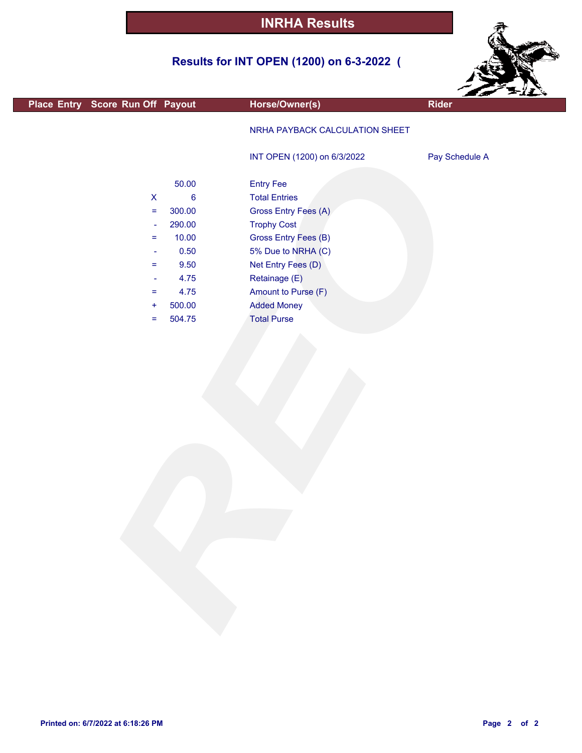# INRHA Results

## Results for INT OPEN (1200) on 6-3-2022 (

| Place | Entry | Score | Run Off | Payout | Horse/Owner(s) | Rider |
|---|---|---|---|---|---|---|

NRHA PAYBACK CALCULATION SHEET

INT OPEN (1200) on 6/3/2022 — Pay Schedule A

| | Amount | Item |
|---|---|---|
| | 50.00 | Entry Fee |
| X | 6 | Total Entries |
| = | 300.00 | Gross Entry Fees (A) |
| - | 290.00 | Trophy Cost |
| = | 10.00 | Gross Entry Fees (B) |
| - | 0.50 | 5% Due to NRHA (C) |
| = | 9.50 | Net Entry Fees (D) |
| - | 4.75 | Retainage (E) |
| = | 4.75 | Amount to Purse (F) |
| + | 500.00 | Added Money |
| = | 504.75 | Total Purse |

Printed on: 6/7/2022 at 6:18:26 PM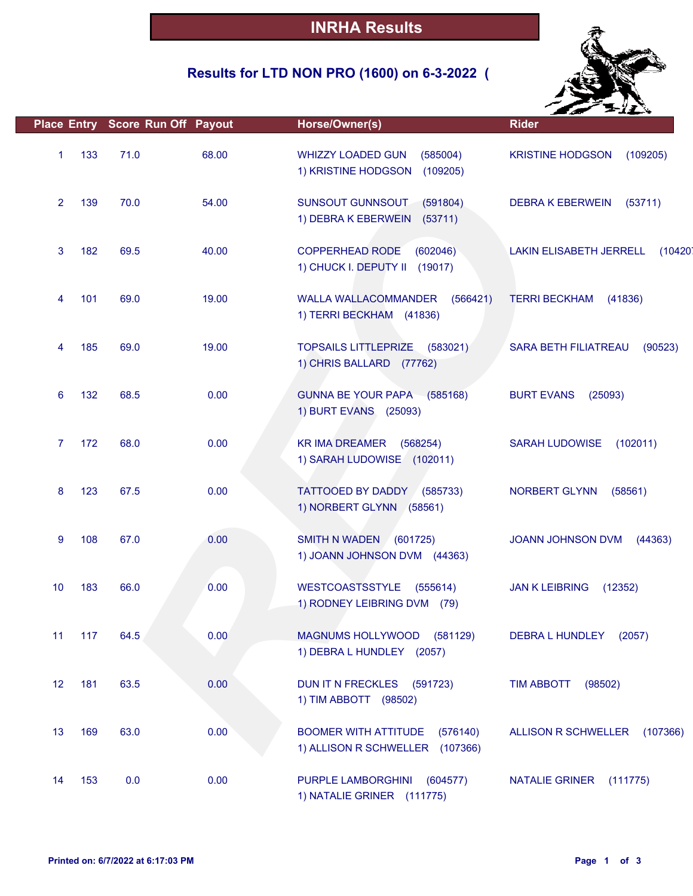# INRHA Results

## Results for LTD NON PRO (1600) on 6-3-2022 (

| Place | Entry | Score | Run Off | Payout | Horse/Owner(s) | Rider |
|---|---|---|---|---|---|---|
| 1 | 133 | 71.0 | | 68.00 | WHIZZY LOADED GUN (585004)<br>1) KRISTINE HODGSON (109205) | KRISTINE HODGSON (109205) |
| 2 | 139 | 70.0 | | 54.00 | SUNSOUT GUNNSOUT (591804)<br>1) DEBRA K EBERWEIN (53711) | DEBRA K EBERWEIN (53711) |
| 3 | 182 | 69.5 | | 40.00 | COPPERHEAD RODE (602046)<br>1) CHUCK I. DEPUTY II (19017) | LAKIN ELISABETH JERRELL (10420 |
| 4 | 101 | 69.0 | | 19.00 | WALLA WALLACOMMANDER (566421)<br>1) TERRI BECKHAM (41836) | TERRI BECKHAM (41836) |
| 4 | 185 | 69.0 | | 19.00 | TOPSAILS LITTLEPRIZE (583021)<br>1) CHRIS BALLARD (77762) | SARA BETH FILIATREAU (90523) |
| 6 | 132 | 68.5 | | 0.00 | GUNNA BE YOUR PAPA (585168)<br>1) BURT EVANS (25093) | BURT EVANS (25093) |
| 7 | 172 | 68.0 | | 0.00 | KR IMA DREAMER (568254)<br>1) SARAH LUDOWISE (102011) | SARAH LUDOWISE (102011) |
| 8 | 123 | 67.5 | | 0.00 | TATTOOED BY DADDY (585733)<br>1) NORBERT GLYNN (58561) | NORBERT GLYNN (58561) |
| 9 | 108 | 67.0 | | 0.00 | SMITH N WADEN (601725)<br>1) JOANN JOHNSON DVM (44363) | JOANN JOHNSON DVM (44363) |
| 10 | 183 | 66.0 | | 0.00 | WESTCOASTSSTYLE (555614)<br>1) RODNEY LEIBRING DVM (79) | JAN K LEIBRING (12352) |
| 11 | 117 | 64.5 | | 0.00 | MAGNUMS HOLLYWOOD (581129)<br>1) DEBRA L HUNDLEY (2057) | DEBRA L HUNDLEY (2057) |
| 12 | 181 | 63.5 | | 0.00 | DUN IT N FRECKLES (591723)<br>1) TIM ABBOTT (98502) | TIM ABBOTT (98502) |
| 13 | 169 | 63.0 | | 0.00 | BOOMER WITH ATTITUDE (576140)<br>1) ALLISON R SCHWELLER (107366) | ALLISON R SCHWELLER (107366) |
| 14 | 153 | 0.0 | | 0.00 | PURPLE LAMBORGHINI (604577)<br>1) NATALIE GRINER (111775) | NATALIE GRINER (111775) |

Printed on: 6/7/2022 at 6:17:03 PM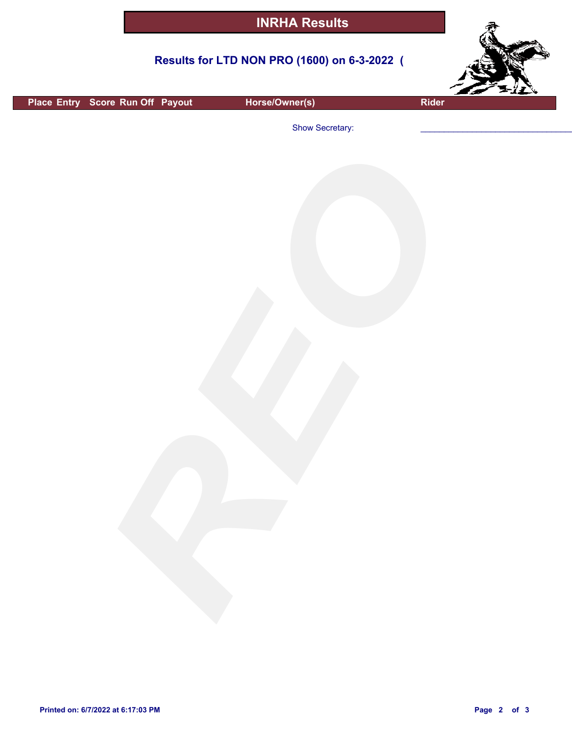# INRHA Results

## Results for LTD NON PRO (1600) on 6-3-2022 (

| Place | Entry | Score | Run Off | Payout | Horse/Owner(s) | Rider |
|---|---|---|---|---|---|---|

Show Secretary: ________________________________

Printed on: 6/7/2022 at 6:17:03 PM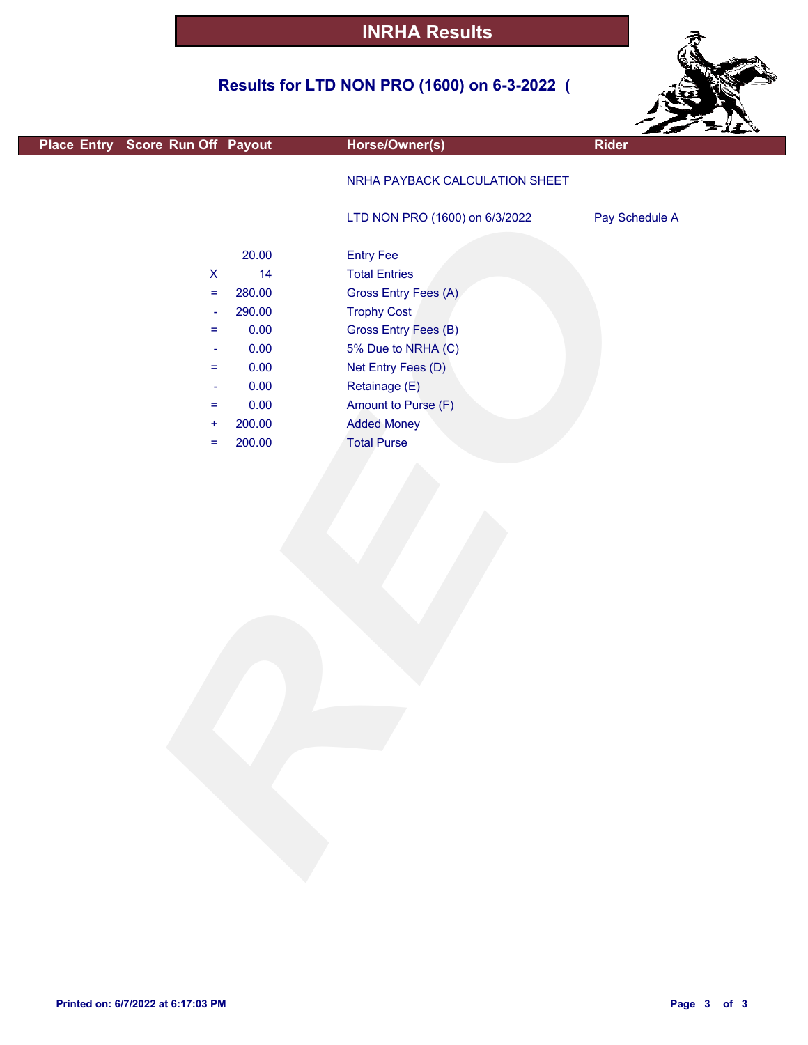# INRHA Results

## Results for LTD NON PRO (1600) on 6-3-2022 (

| Place | Entry | Score | Run Off | Payout | Horse/Owner(s) | Rider |
|---|---|---|---|---|---|---|

NRHA PAYBACK CALCULATION SHEET

LTD NON PRO (1600) on 6/3/2022 — Pay Schedule A

| | Amount | Description |
|---|---|---|
| | 20.00 | Entry Fee |
| X | 14 | Total Entries |
| = | 280.00 | Gross Entry Fees (A) |
| - | 290.00 | Trophy Cost |
| = | 0.00 | Gross Entry Fees (B) |
| - | 0.00 | 5% Due to NRHA (C) |
| = | 0.00 | Net Entry Fees (D) |
| - | 0.00 | Retainage (E) |
| = | 0.00 | Amount to Purse (F) |
| + | 200.00 | Added Money |
| = | 200.00 | Total Purse |

Printed on: 6/7/2022 at 6:17:03 PM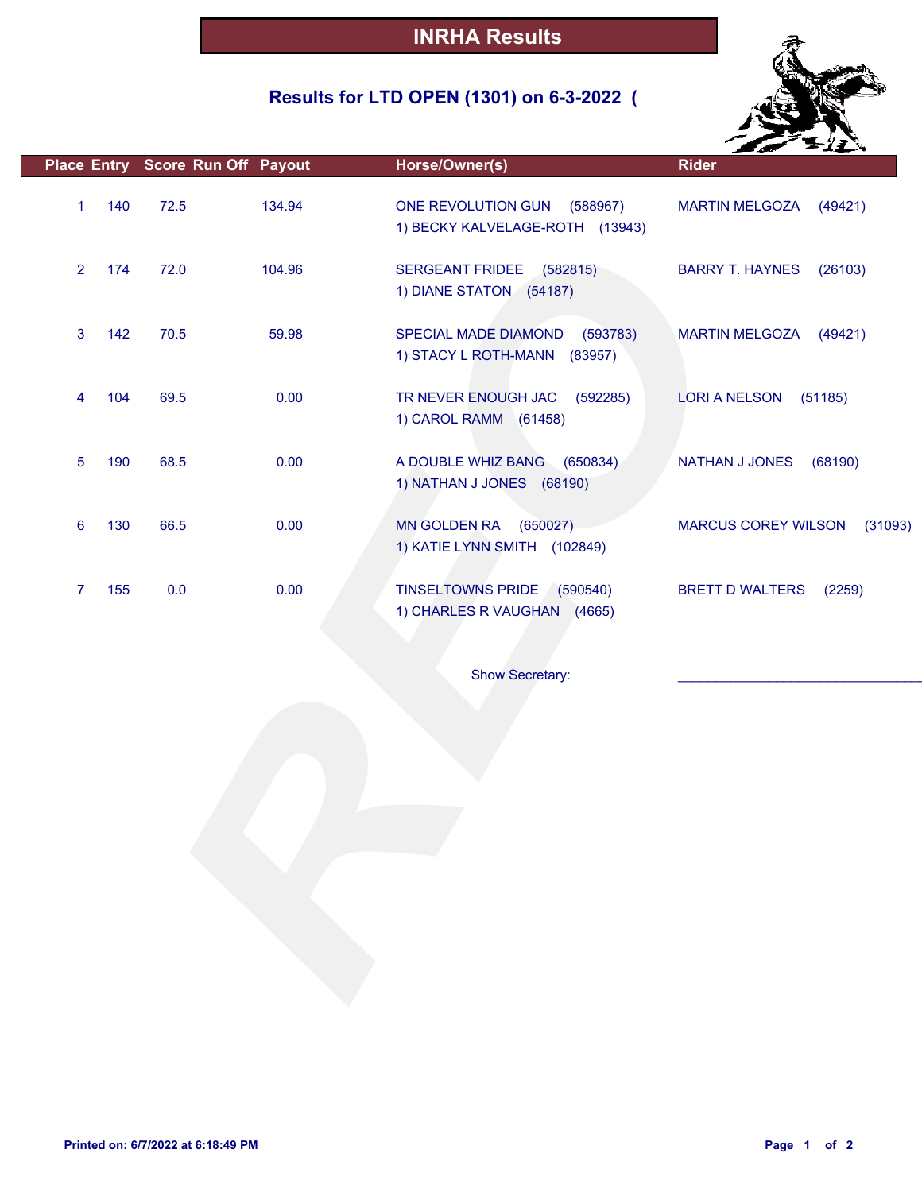# INRHA Results

## Results for LTD OPEN (1301) on 6-3-2022 (

| Place | Entry | Score | Run Off | Payout | Horse/Owner(s) | Rider |
|---|---|---|---|---|---|---|
| 1 | 140 | 72.5 | | 134.94 | ONE REVOLUTION GUN (588967)<br>1) BECKY KALVELAGE-ROTH (13943) | MARTIN MELGOZA (49421) |
| 2 | 174 | 72.0 | | 104.96 | SERGEANT FRIDEE (582815)<br>1) DIANE STATON (54187) | BARRY T. HAYNES (26103) |
| 3 | 142 | 70.5 | | 59.98 | SPECIAL MADE DIAMOND (593783)<br>1) STACY L ROTH-MANN (83957) | MARTIN MELGOZA (49421) |
| 4 | 104 | 69.5 | | 0.00 | TR NEVER ENOUGH JAC (592285)<br>1) CAROL RAMM (61458) | LORI A NELSON (51185) |
| 5 | 190 | 68.5 | | 0.00 | A DOUBLE WHIZ BANG (650834)<br>1) NATHAN J JONES (68190) | NATHAN J JONES (68190) |
| 6 | 130 | 66.5 | | 0.00 | MN GOLDEN RA (650027)<br>1) KATIE LYNN SMITH (102849) | MARCUS COREY WILSON (31093) |
| 7 | 155 | 0.0 | | 0.00 | TINSELTOWNS PRIDE (590540)<br>1) CHARLES R VAUGHAN (4665) | BRETT D WALTERS (2259) |

Show Secretary: ______________________________

Printed on: 6/7/2022 at 6:18:49 PM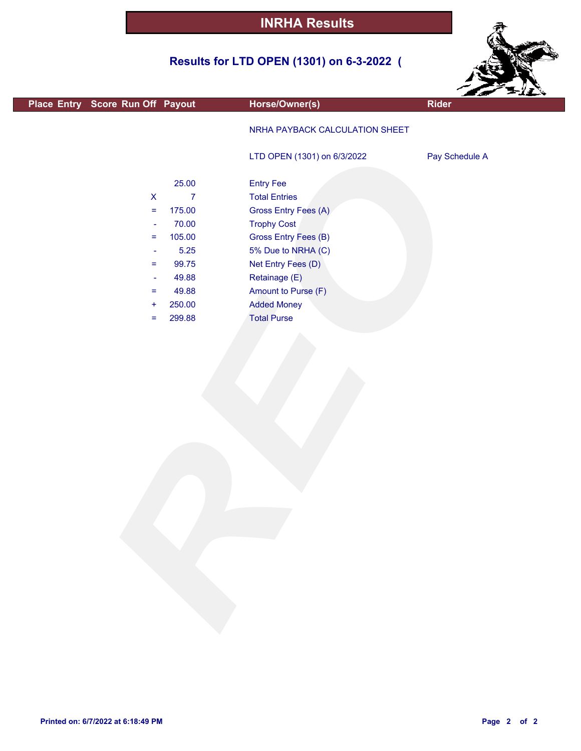# INRHA Results

## Results for LTD OPEN (1301) on 6-3-2022 (

| Place | Entry | Score | Run Off | Payout | Horse/Owner(s) | Rider |
|---|---|---|---|---|---|---|

NRHA PAYBACK CALCULATION SHEET

LTD OPEN (1301) on 6/3/2022 — Pay Schedule A

| | Amount | Item |
|---|---|---|
| | 25.00 | Entry Fee |
| X | 7 | Total Entries |
| = | 175.00 | Gross Entry Fees (A) |
| - | 70.00 | Trophy Cost |
| = | 105.00 | Gross Entry Fees (B) |
| - | 5.25 | 5% Due to NRHA (C) |
| = | 99.75 | Net Entry Fees (D) |
| - | 49.88 | Retainage (E) |
| = | 49.88 | Amount to Purse (F) |
| + | 250.00 | Added Money |
| = | 299.88 | Total Purse |

Printed on: 6/7/2022 at 6:18:49 PM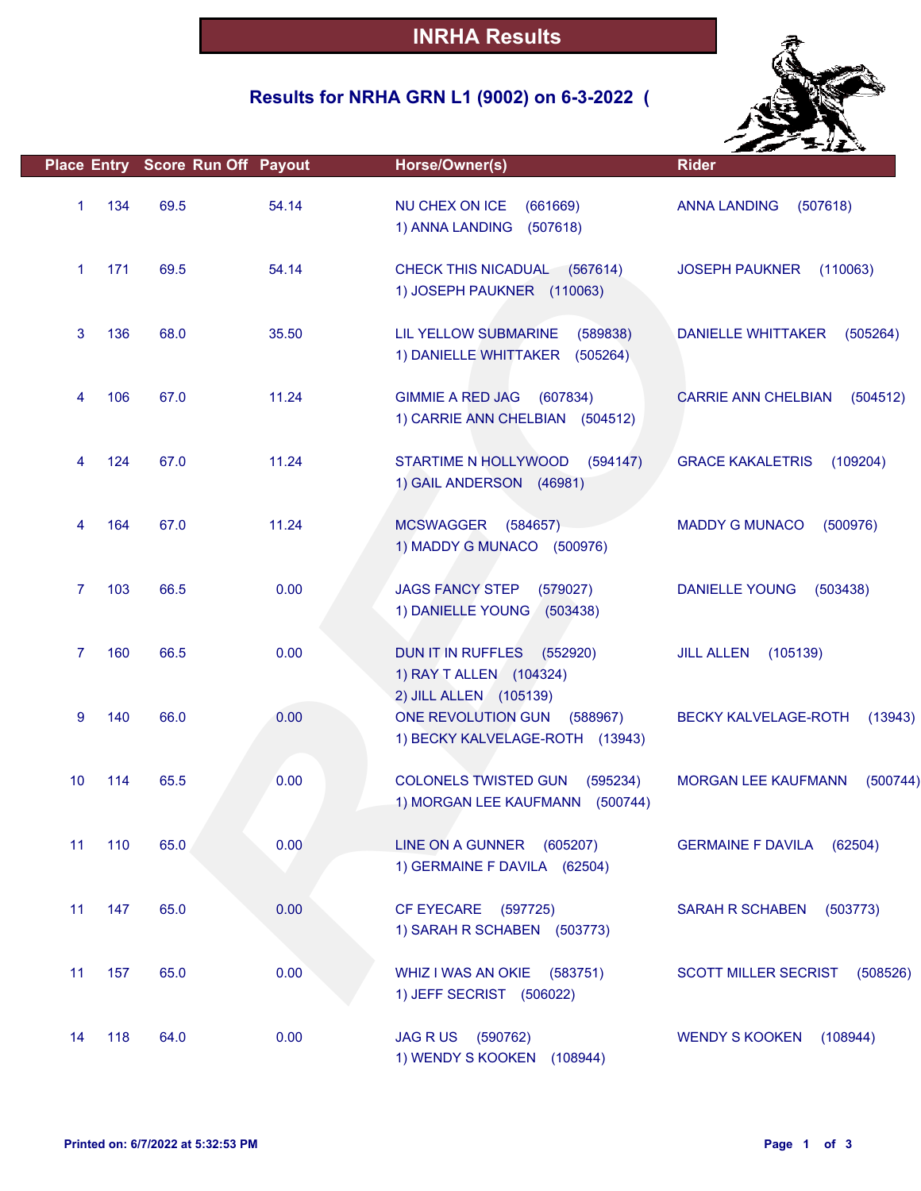# INRHA Results

## Results for NRHA GRN L1 (9002) on 6-3-2022 (

| Place | Entry | Score | Run Off | Payout | Horse/Owner(s) | Rider |
|---|---|---|---|---|---|---|
| 1 | 134 | 69.5 | | 54.14 | NU CHEX ON ICE (661669)<br>1) ANNA LANDING (507618) | ANNA LANDING (507618) |
| 1 | 171 | 69.5 | | 54.14 | CHECK THIS NICADUAL (567614)<br>1) JOSEPH PAUKNER (110063) | JOSEPH PAUKNER (110063) |
| 3 | 136 | 68.0 | | 35.50 | LIL YELLOW SUBMARINE (589838)<br>1) DANIELLE WHITTAKER (505264) | DANIELLE WHITTAKER (505264) |
| 4 | 106 | 67.0 | | 11.24 | GIMMIE A RED JAG (607834)<br>1) CARRIE ANN CHELBIAN (504512) | CARRIE ANN CHELBIAN (504512) |
| 4 | 124 | 67.0 | | 11.24 | STARTIME N HOLLYWOOD (594147)<br>1) GAIL ANDERSON (46981) | GRACE KAKALETRIS (109204) |
| 4 | 164 | 67.0 | | 11.24 | MCSWAGGER (584657)<br>1) MADDY G MUNACO (500976) | MADDY G MUNACO (500976) |
| 7 | 103 | 66.5 | | 0.00 | JAGS FANCY STEP (579027)<br>1) DANIELLE YOUNG (503438) | DANIELLE YOUNG (503438) |
| 7 | 160 | 66.5 | | 0.00 | DUN IT IN RUFFLES (552920)<br>1) RAY T ALLEN (104324)<br>2) JILL ALLEN (105139) | JILL ALLEN (105139) |
| 9 | 140 | 66.0 | | 0.00 | ONE REVOLUTION GUN (588967)<br>1) BECKY KALVELAGE-ROTH (13943) | BECKY KALVELAGE-ROTH (13943) |
| 10 | 114 | 65.5 | | 0.00 | COLONELS TWISTED GUN (595234)<br>1) MORGAN LEE KAUFMANN (500744) | MORGAN LEE KAUFMANN (500744) |
| 11 | 110 | 65.0 | | 0.00 | LINE ON A GUNNER (605207)<br>1) GERMAINE F DAVILA (62504) | GERMAINE F DAVILA (62504) |
| 11 | 147 | 65.0 | | 0.00 | CF EYECARE (597725)<br>1) SARAH R SCHABEN (503773) | SARAH R SCHABEN (503773) |
| 11 | 157 | 65.0 | | 0.00 | WHIZ I WAS AN OKIE (583751)<br>1) JEFF SECRIST (506022) | SCOTT MILLER SECRIST (508526) |
| 14 | 118 | 64.0 | | 0.00 | JAG R US (590762)<br>1) WENDY S KOOKEN (108944) | WENDY S KOOKEN (108944) |

Printed on: 6/7/2022 at 5:32:53 PM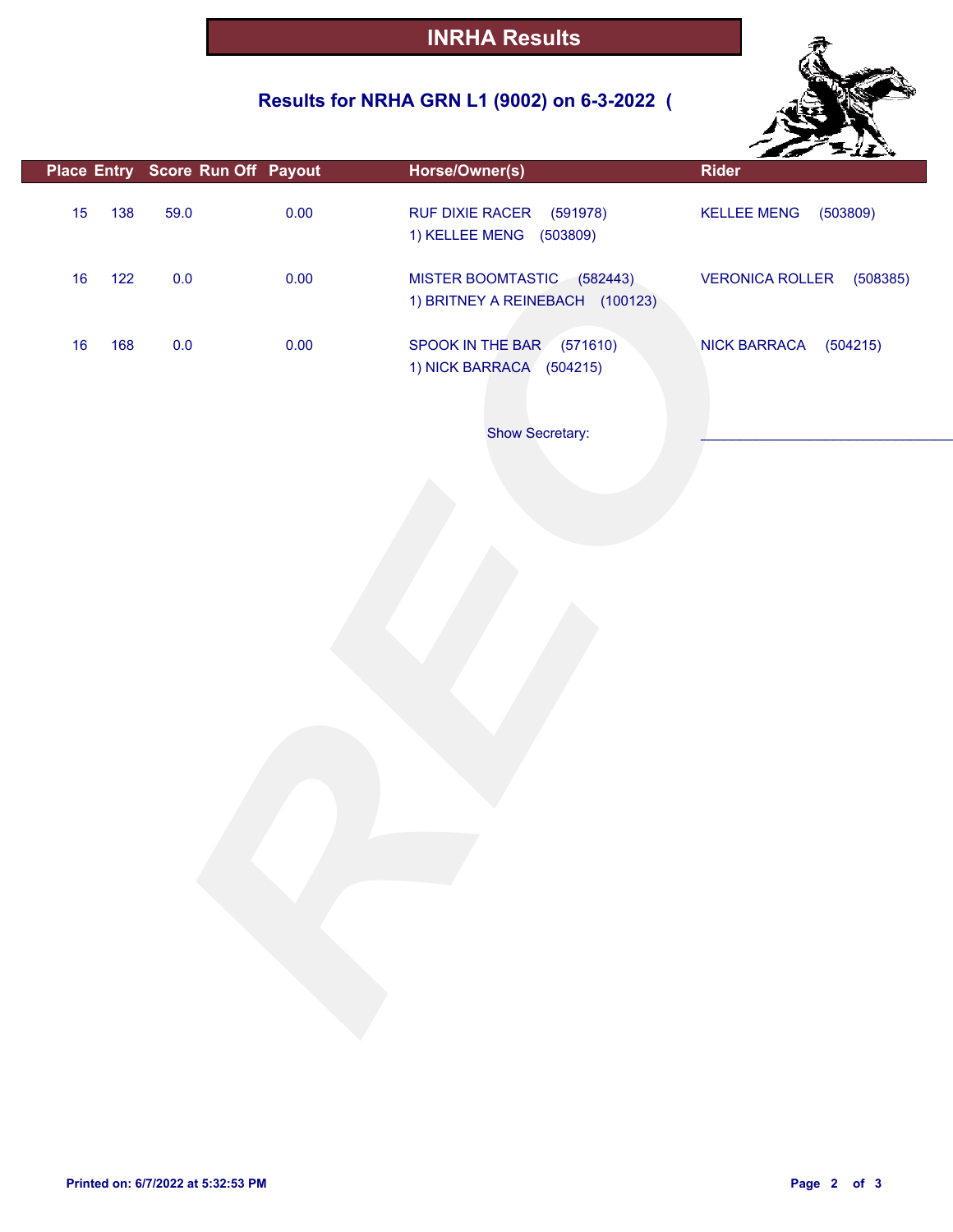# INRHA Results

## Results for NRHA GRN L1 (9002) on 6-3-2022 (

| Place | Entry | Score | Run Off | Payout | Horse/Owner(s) | Rider |
|---|---|---|---|---|---|---|
| 15 | 138 | 59.0 | | 0.00 | RUF DIXIE RACER (591978)<br>1) KELLEE MENG (503809) | KELLEE MENG (503809) |
| 16 | 122 | 0.0 | | 0.00 | MISTER BOOMTASTIC (582443)<br>1) BRITNEY A REINEBACH (100123) | VERONICA ROLLER (508385) |
| 16 | 168 | 0.0 | | 0.00 | SPOOK IN THE BAR (571610)<br>1) NICK BARRACA (504215) | NICK BARRACA (504215) |

Show Secretary: ______________________________

Printed on: 6/7/2022 at 5:32:53 PM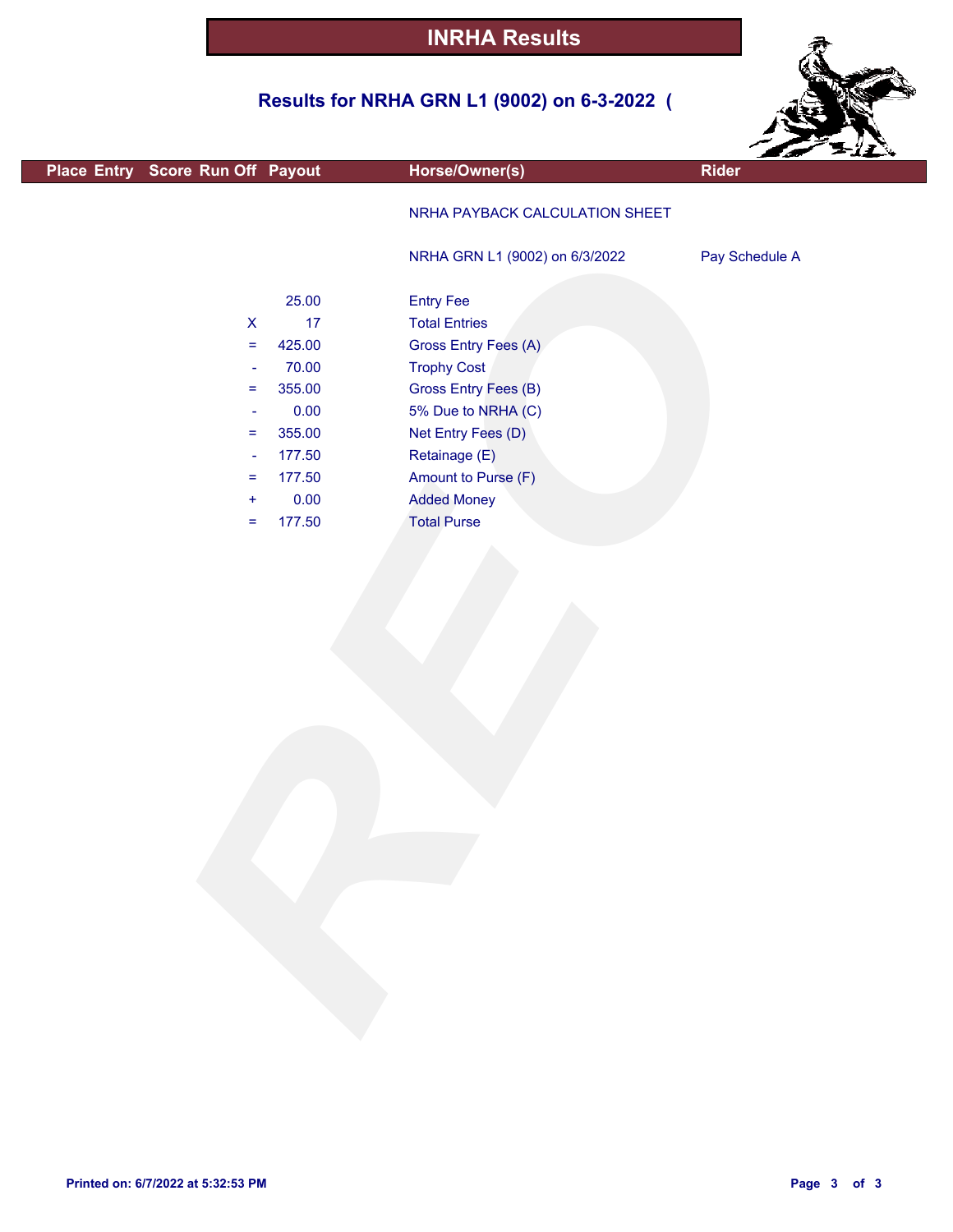# INRHA Results

## Results for NRHA GRN L1 (9002) on 6-3-2022 (

| Place | Entry | Score | Run Off | Payout | Horse/Owner(s) | Rider |
|---|---|---|---|---|---|---|

NRHA PAYBACK CALCULATION SHEET

NRHA GRN L1 (9002) on 6/3/2022 — Pay Schedule A

| | Amount | Description |
|---|---|---|
| | 25.00 | Entry Fee |
| X | 17 | Total Entries |
| = | 425.00 | Gross Entry Fees (A) |
| - | 70.00 | Trophy Cost |
| = | 355.00 | Gross Entry Fees (B) |
| - | 0.00 | 5% Due to NRHA (C) |
| = | 355.00 | Net Entry Fees (D) |
| - | 177.50 | Retainage (E) |
| = | 177.50 | Amount to Purse (F) |
| + | 0.00 | Added Money |
| = | 177.50 | Total Purse |

Printed on: 6/7/2022 at 5:32:53 PM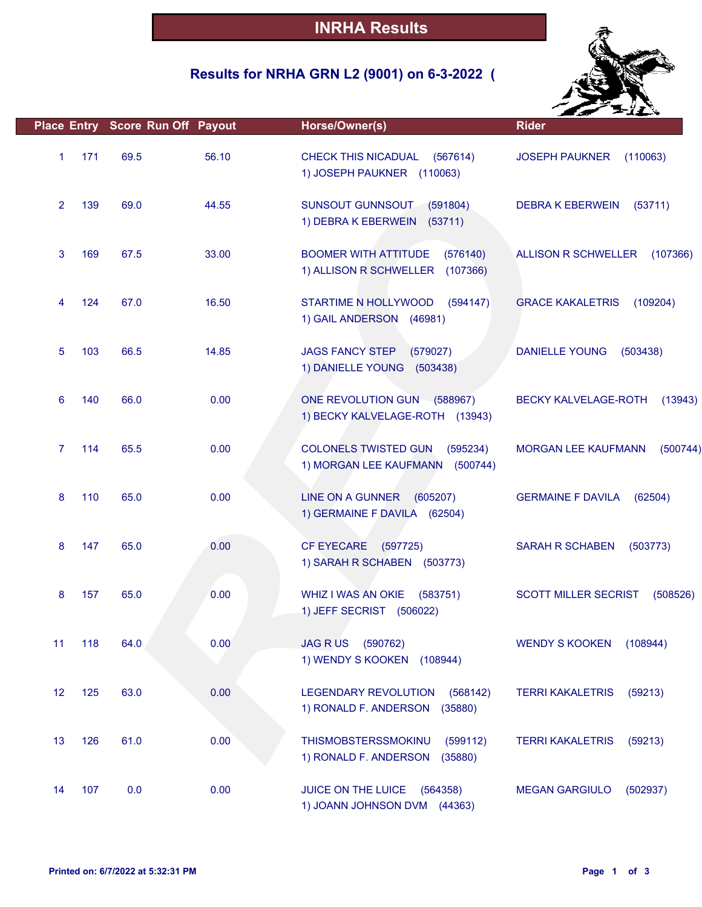# INRHA Results

## Results for NRHA GRN L2 (9001) on 6-3-2022 (

| Place | Entry | Score | Run Off | Payout | Horse/Owner(s) | Rider |
|---|---|---|---|---|---|---|
| 1 | 171 | 69.5 | | 56.10 | CHECK THIS NICADUAL (567614)<br>1) JOSEPH PAUKNER (110063) | JOSEPH PAUKNER (110063) |
| 2 | 139 | 69.0 | | 44.55 | SUNSOUT GUNNSOUT (591804)<br>1) DEBRA K EBERWEIN (53711) | DEBRA K EBERWEIN (53711) |
| 3 | 169 | 67.5 | | 33.00 | BOOMER WITH ATTITUDE (576140)<br>1) ALLISON R SCHWELLER (107366) | ALLISON R SCHWELLER (107366) |
| 4 | 124 | 67.0 | | 16.50 | STARTIME N HOLLYWOOD (594147)<br>1) GAIL ANDERSON (46981) | GRACE KAKALETRIS (109204) |
| 5 | 103 | 66.5 | | 14.85 | JAGS FANCY STEP (579027)<br>1) DANIELLE YOUNG (503438) | DANIELLE YOUNG (503438) |
| 6 | 140 | 66.0 | | 0.00 | ONE REVOLUTION GUN (588967)<br>1) BECKY KALVELAGE-ROTH (13943) | BECKY KALVELAGE-ROTH (13943) |
| 7 | 114 | 65.5 | | 0.00 | COLONELS TWISTED GUN (595234)<br>1) MORGAN LEE KAUFMANN (500744) | MORGAN LEE KAUFMANN (500744) |
| 8 | 110 | 65.0 | | 0.00 | LINE ON A GUNNER (605207)<br>1) GERMAINE F DAVILA (62504) | GERMAINE F DAVILA (62504) |
| 8 | 147 | 65.0 | | 0.00 | CF EYECARE (597725)<br>1) SARAH R SCHABEN (503773) | SARAH R SCHABEN (503773) |
| 8 | 157 | 65.0 | | 0.00 | WHIZ I WAS AN OKIE (583751)<br>1) JEFF SECRIST (506022) | SCOTT MILLER SECRIST (508526) |
| 11 | 118 | 64.0 | | 0.00 | JAG R US (590762)<br>1) WENDY S KOOKEN (108944) | WENDY S KOOKEN (108944) |
| 12 | 125 | 63.0 | | 0.00 | LEGENDARY REVOLUTION (568142)<br>1) RONALD F. ANDERSON (35880) | TERRI KAKALETRIS (59213) |
| 13 | 126 | 61.0 | | 0.00 | THISMOBSTERSSMOKINU (599112)<br>1) RONALD F. ANDERSON (35880) | TERRI KAKALETRIS (59213) |
| 14 | 107 | 0.0 | | 0.00 | JUICE ON THE LUICE (564358)<br>1) JOANN JOHNSON DVM (44363) | MEGAN GARGIULO (502937) |

Printed on: 6/7/2022 at 5:32:31 PM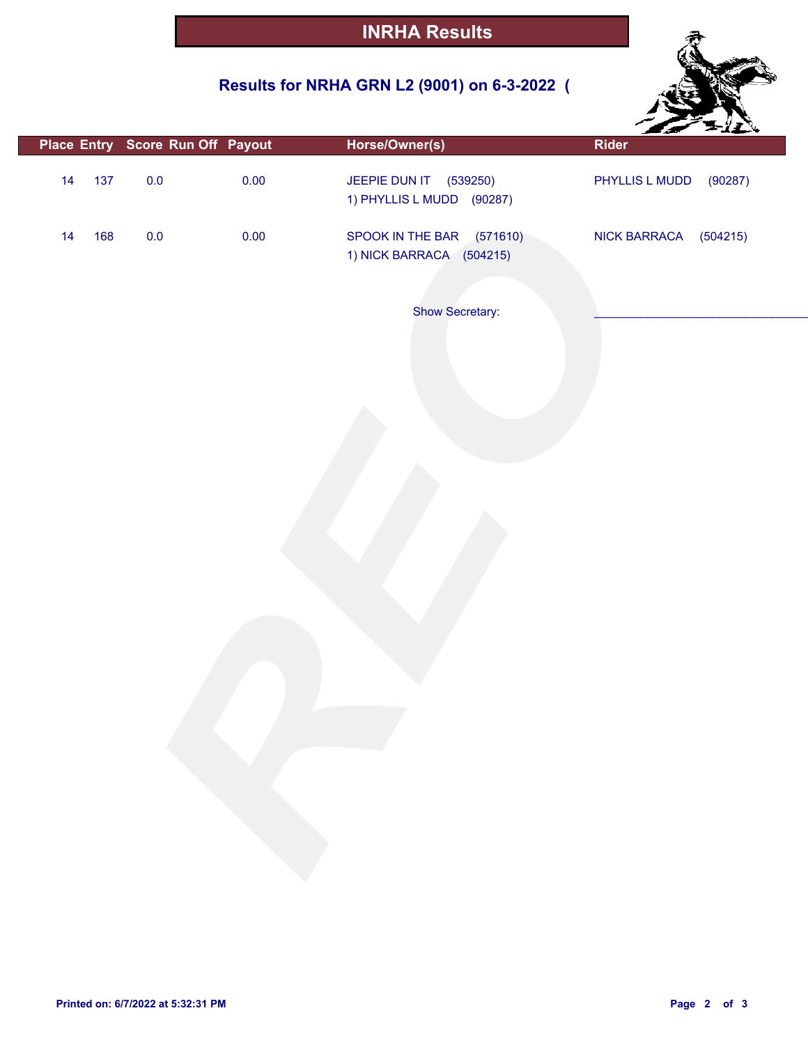# INRHA Results

## Results for NRHA GRN L2 (9001) on 6-3-2022 (

| Place | Entry | Score | Run Off | Payout | Horse/Owner(s) | Rider |
|---|---|---|---|---|---|---|
| 14 | 137 | 0.0 | | 0.00 | JEEPIE DUN IT (539250)<br>1) PHYLLIS L MUDD (90287) | PHYLLIS L MUDD (90287) |
| 14 | 168 | 0.0 | | 0.00 | SPOOK IN THE BAR (571610)<br>1) NICK BARRACA (504215) | NICK BARRACA (504215) |

Show Secretary: ______________________________

Printed on: 6/7/2022 at 5:32:31 PM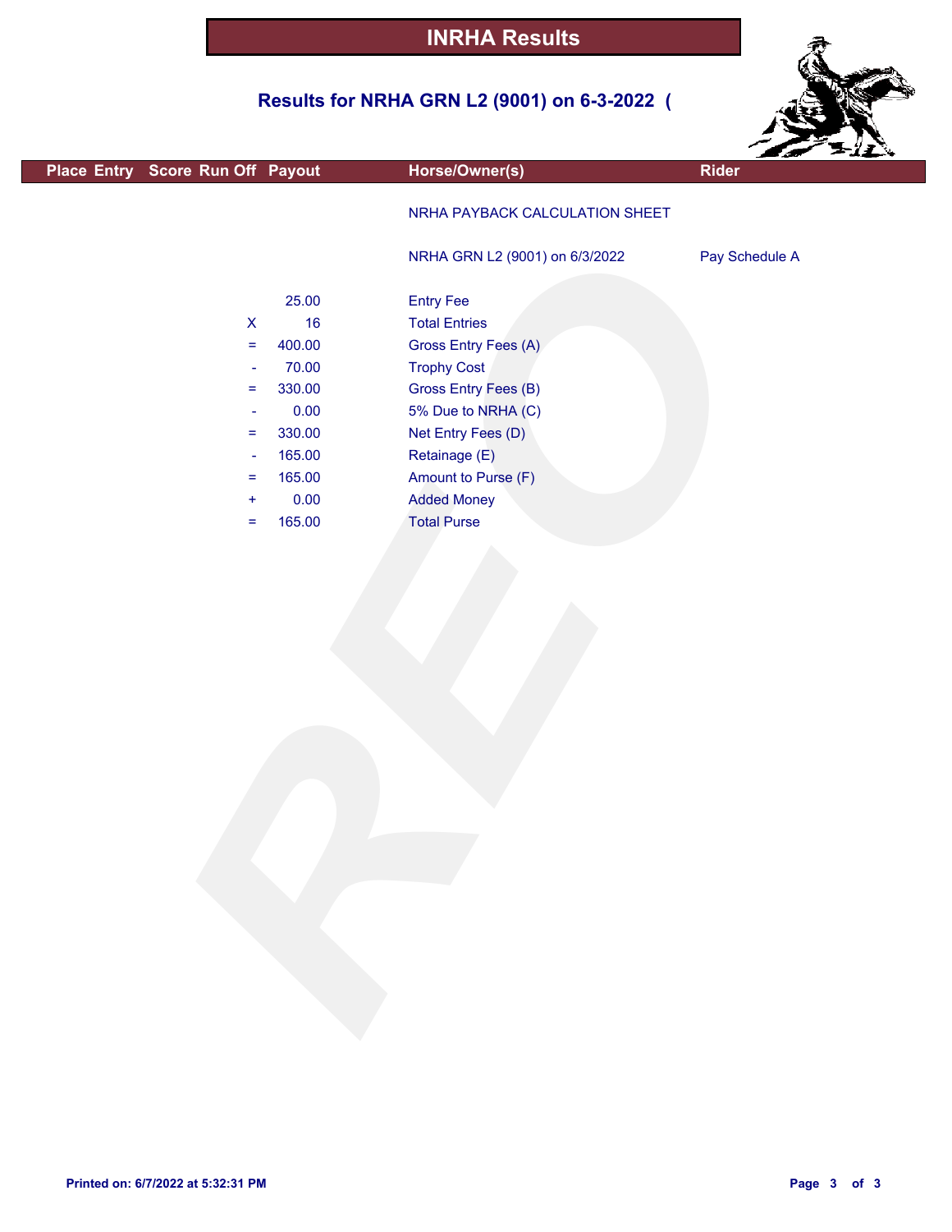# INRHA Results

## Results for NRHA GRN L2 (9001) on 6-3-2022 (

| Place | Entry | Score | Run Off | Payout | Horse/Owner(s) | Rider |
|---|---|---|---|---|---|---|
| | | | | | NRHA PAYBACK CALCULATION SHEET | |
| | | | | | NRHA GRN L2 (9001) on 6/3/2022 | Pay Schedule A |
| | | | | 25.00 | Entry Fee | |
| | | | X | 16 | Total Entries | |
| | | | = | 400.00 | Gross Entry Fees (A) | |
| | | | - | 70.00 | Trophy Cost | |
| | | | = | 330.00 | Gross Entry Fees (B) | |
| | | | - | 0.00 | 5% Due to NRHA (C) | |
| | | | = | 330.00 | Net Entry Fees (D) | |
| | | | - | 165.00 | Retainage (E) | |
| | | | = | 165.00 | Amount to Purse (F) | |
| | | | + | 0.00 | Added Money | |
| | | | = | 165.00 | Total Purse | |

Printed on: 6/7/2022 at 5:32:31 PM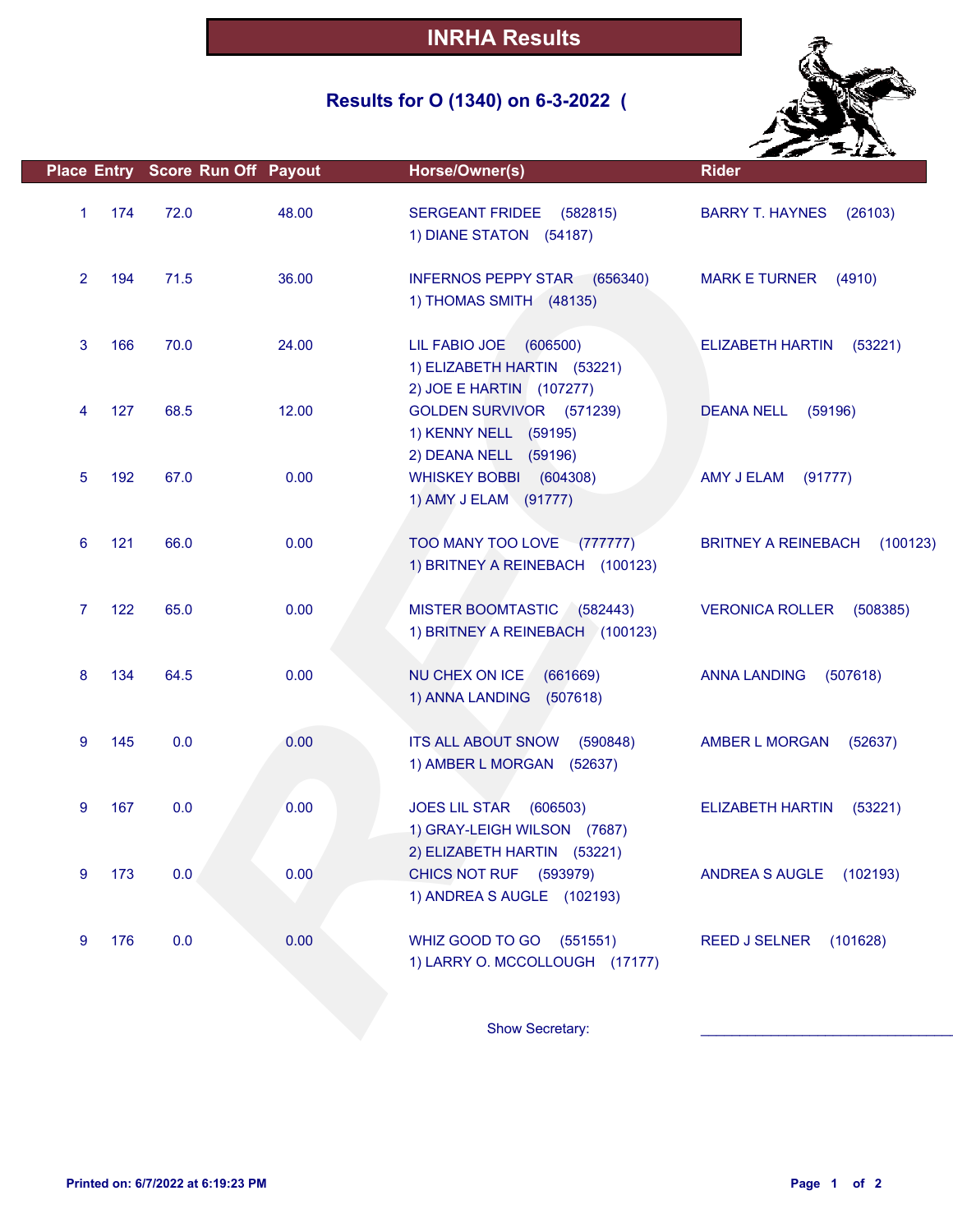# INRHA Results

## Results for O (1340) on 6-3-2022 (

| Place | Entry | Score | Run Off | Payout | Horse/Owner(s) | Rider |
|---|---|---|---|---|---|---|
| 1 | 174 | 72.0 | | 48.00 | SERGEANT FRIDEE (582815)<br>1) DIANE STATON (54187) | BARRY T. HAYNES (26103) |
| 2 | 194 | 71.5 | | 36.00 | INFERNOS PEPPY STAR (656340)<br>1) THOMAS SMITH (48135) | MARK E TURNER (4910) |
| 3 | 166 | 70.0 | | 24.00 | LIL FABIO JOE (606500)<br>1) ELIZABETH HARTIN (53221)<br>2) JOE E HARTIN (107277) | ELIZABETH HARTIN (53221) |
| 4 | 127 | 68.5 | | 12.00 | GOLDEN SURVIVOR (571239)<br>1) KENNY NELL (59195)<br>2) DEANA NELL (59196) | DEANA NELL (59196) |
| 5 | 192 | 67.0 | | 0.00 | WHISKEY BOBBI (604308)<br>1) AMY J ELAM (91777) | AMY J ELAM (91777) |
| 6 | 121 | 66.0 | | 0.00 | TOO MANY TOO LOVE (777777)<br>1) BRITNEY A REINEBACH (100123) | BRITNEY A REINEBACH (100123) |
| 7 | 122 | 65.0 | | 0.00 | MISTER BOOMTASTIC (582443)<br>1) BRITNEY A REINEBACH (100123) | VERONICA ROLLER (508385) |
| 8 | 134 | 64.5 | | 0.00 | NU CHEX ON ICE (661669)<br>1) ANNA LANDING (507618) | ANNA LANDING (507618) |
| 9 | 145 | 0.0 | | 0.00 | ITS ALL ABOUT SNOW (590848)<br>1) AMBER L MORGAN (52637) | AMBER L MORGAN (52637) |
| 9 | 167 | 0.0 | | 0.00 | JOES LIL STAR (606503)<br>1) GRAY-LEIGH WILSON (7687)<br>2) ELIZABETH HARTIN (53221) | ELIZABETH HARTIN (53221) |
| 9 | 173 | 0.0 | | 0.00 | CHICS NOT RUF (593979)<br>1) ANDREA S AUGLE (102193) | ANDREA S AUGLE (102193) |
| 9 | 176 | 0.0 | | 0.00 | WHIZ GOOD TO GO (551551)<br>1) LARRY O. MCCOLLOUGH (17177) | REED J SELNER (101628) |

Show Secretary: ______________________________

Printed on: 6/7/2022 at 6:19:23 PM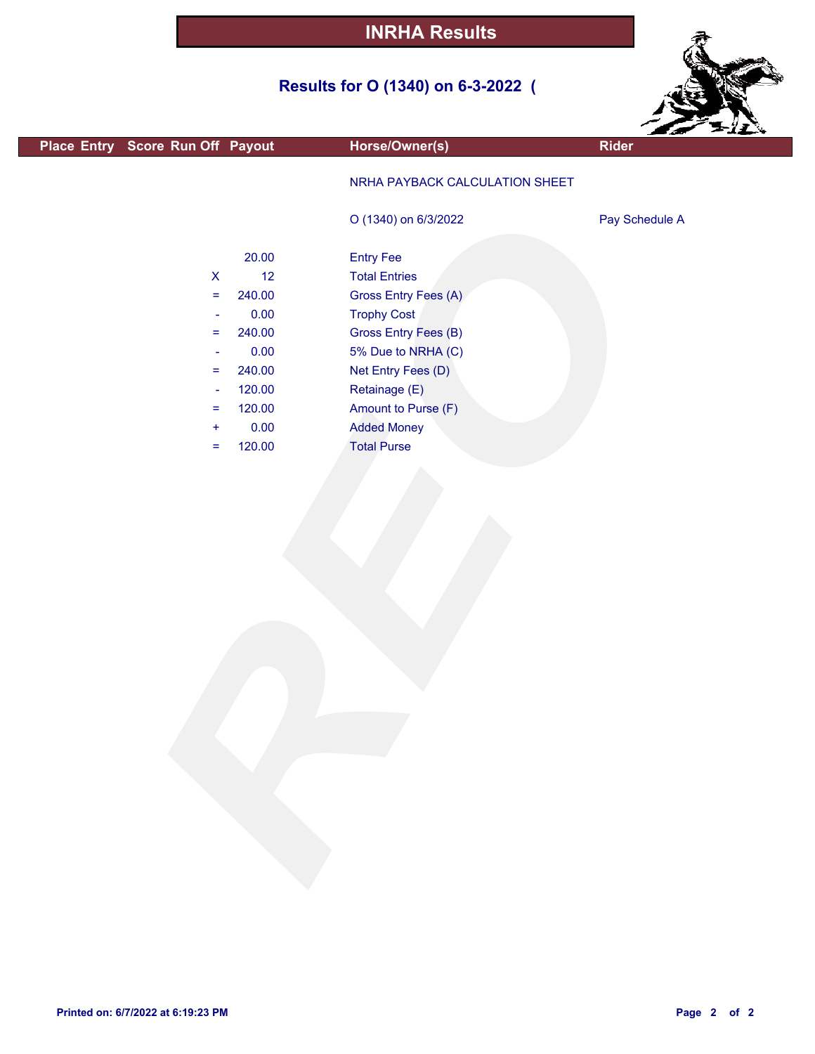# INRHA Results

## Results for O (1340) on 6-3-2022 (

| Place | Entry | Score | Run Off | Payout | Horse/Owner(s) | Rider |
|---|---|---|---|---|---|---|

NRHA PAYBACK CALCULATION SHEET

O (1340) on 6/3/2022 — Pay Schedule A

| | Amount | Description |
|---|---|---|
| | 20.00 | Entry Fee |
| X | 12 | Total Entries |
| = | 240.00 | Gross Entry Fees (A) |
| - | 0.00 | Trophy Cost |
| = | 240.00 | Gross Entry Fees (B) |
| - | 0.00 | 5% Due to NRHA (C) |
| = | 240.00 | Net Entry Fees (D) |
| - | 120.00 | Retainage (E) |
| = | 120.00 | Amount to Purse (F) |
| + | 0.00 | Added Money |
| = | 120.00 | Total Purse |

Printed on: 6/7/2022 at 6:19:23 PM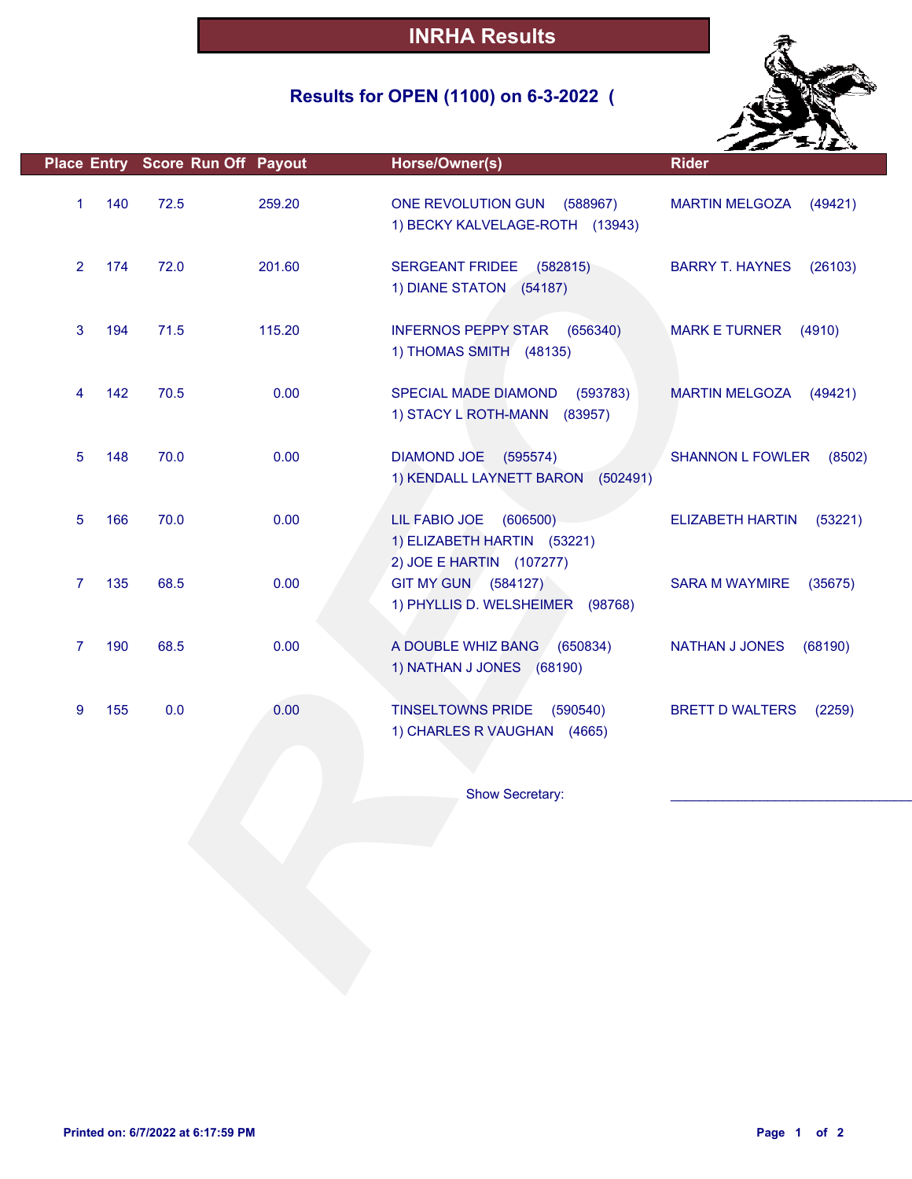# INRHA Results

## Results for OPEN (1100) on 6-3-2022 (

| Place | Entry | Score | Run Off | Payout | Horse/Owner(s) | Rider |
|---|---|---|---|---|---|---|
| 1 | 140 | 72.5 | | 259.20 | ONE REVOLUTION GUN (588967)<br>1) BECKY KALVELAGE-ROTH (13943) | MARTIN MELGOZA (49421) |
| 2 | 174 | 72.0 | | 201.60 | SERGEANT FRIDEE (582815)<br>1) DIANE STATON (54187) | BARRY T. HAYNES (26103) |
| 3 | 194 | 71.5 | | 115.20 | INFERNOS PEPPY STAR (656340)<br>1) THOMAS SMITH (48135) | MARK E TURNER (4910) |
| 4 | 142 | 70.5 | | 0.00 | SPECIAL MADE DIAMOND (593783)<br>1) STACY L ROTH-MANN (83957) | MARTIN MELGOZA (49421) |
| 5 | 148 | 70.0 | | 0.00 | DIAMOND JOE (595574)<br>1) KENDALL LAYNETT BARON (502491) | SHANNON L FOWLER (8502) |
| 5 | 166 | 70.0 | | 0.00 | LIL FABIO JOE (606500)<br>1) ELIZABETH HARTIN (53221)<br>2) JOE E HARTIN (107277) | ELIZABETH HARTIN (53221) |
| 7 | 135 | 68.5 | | 0.00 | GIT MY GUN (584127)<br>1) PHYLLIS D. WELSHEIMER (98768) | SARA M WAYMIRE (35675) |
| 7 | 190 | 68.5 | | 0.00 | A DOUBLE WHIZ BANG (650834)<br>1) NATHAN J JONES (68190) | NATHAN J JONES (68190) |
| 9 | 155 | 0.0 | | 0.00 | TINSELTOWNS PRIDE (590540)<br>1) CHARLES R VAUGHAN (4665) | BRETT D WALTERS (2259) |

Show Secretary: ______________________________

Printed on: 6/7/2022 at 6:17:59 PM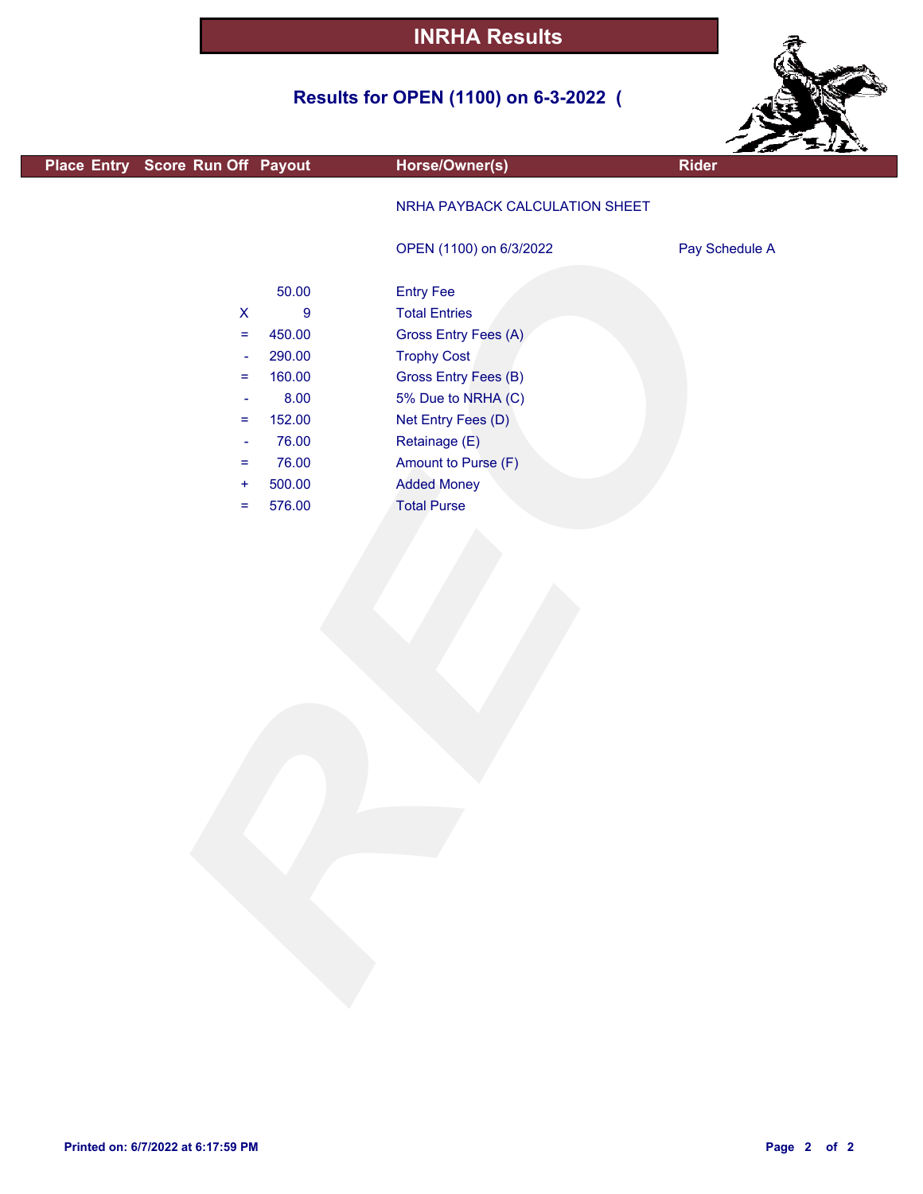# INRHA Results

## Results for OPEN (1100) on 6-3-2022 (

| Place | Entry | Score | Run Off | Payout | Horse/Owner(s) | Rider |
|---|---|---|---|---|---|---|

NRHA PAYBACK CALCULATION SHEET

OPEN (1100) on 6/3/2022 — Pay Schedule A

| | | |
|---|---|---|
| | 50.00 | Entry Fee |
| X | 9 | Total Entries |
| = | 450.00 | Gross Entry Fees (A) |
| - | 290.00 | Trophy Cost |
| = | 160.00 | Gross Entry Fees (B) |
| - | 8.00 | 5% Due to NRHA (C) |
| = | 152.00 | Net Entry Fees (D) |
| - | 76.00 | Retainage (E) |
| = | 76.00 | Amount to Purse (F) |
| + | 500.00 | Added Money |
| = | 576.00 | Total Purse |

Printed on: 6/7/2022 at 6:17:59 PM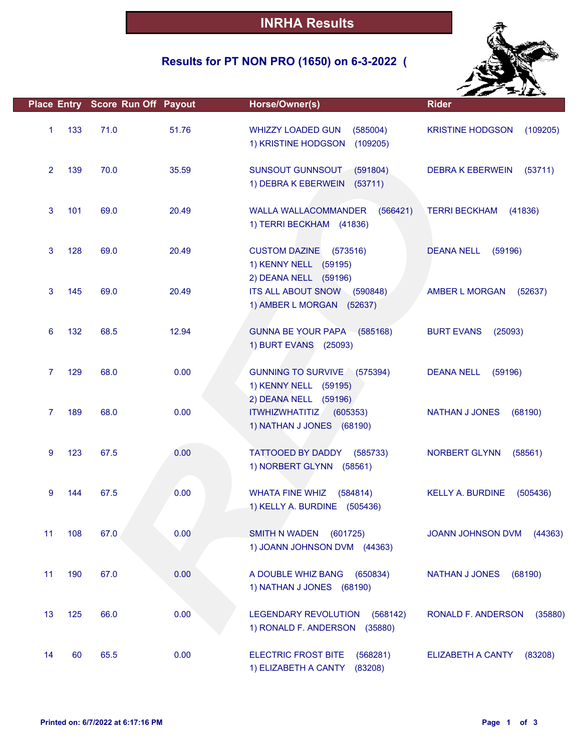# INRHA Results

## Results for PT NON PRO (1650) on 6-3-2022 (

| Place | Entry | Score | Run Off | Payout | Horse/Owner(s) | Rider |
|---|---|---|---|---|---|---|
| 1 | 133 | 71.0 | | 51.76 | WHIZZY LOADED GUN (585004)<br>1) KRISTINE HODGSON (109205) | KRISTINE HODGSON (109205) |
| 2 | 139 | 70.0 | | 35.59 | SUNSOUT GUNNSOUT (591804)<br>1) DEBRA K EBERWEIN (53711) | DEBRA K EBERWEIN (53711) |
| 3 | 101 | 69.0 | | 20.49 | WALLA WALLACOMMANDER (566421)<br>1) TERRI BECKHAM (41836) | TERRI BECKHAM (41836) |
| 3 | 128 | 69.0 | | 20.49 | CUSTOM DAZINE (573516)<br>1) KENNY NELL (59195)<br>2) DEANA NELL (59196) | DEANA NELL (59196) |
| 3 | 145 | 69.0 | | 20.49 | ITS ALL ABOUT SNOW (590848)<br>1) AMBER L MORGAN (52637) | AMBER L MORGAN (52637) |
| 6 | 132 | 68.5 | | 12.94 | GUNNA BE YOUR PAPA (585168)<br>1) BURT EVANS (25093) | BURT EVANS (25093) |
| 7 | 129 | 68.0 | | 0.00 | GUNNING TO SURVIVE (575394)<br>1) KENNY NELL (59195)<br>2) DEANA NELL (59196) | DEANA NELL (59196) |
| 7 | 189 | 68.0 | | 0.00 | ITWHIZWHATITIZ (605353)<br>1) NATHAN J JONES (68190) | NATHAN J JONES (68190) |
| 9 | 123 | 67.5 | | 0.00 | TATTOOED BY DADDY (585733)<br>1) NORBERT GLYNN (58561) | NORBERT GLYNN (58561) |
| 9 | 144 | 67.5 | | 0.00 | WHATA FINE WHIZ (584814)<br>1) KELLY A. BURDINE (505436) | KELLY A. BURDINE (505436) |
| 11 | 108 | 67.0 | | 0.00 | SMITH N WADEN (601725)<br>1) JOANN JOHNSON DVM (44363) | JOANN JOHNSON DVM (44363) |
| 11 | 190 | 67.0 | | 0.00 | A DOUBLE WHIZ BANG (650834)<br>1) NATHAN J JONES (68190) | NATHAN J JONES (68190) |
| 13 | 125 | 66.0 | | 0.00 | LEGENDARY REVOLUTION (568142)<br>1) RONALD F. ANDERSON (35880) | RONALD F. ANDERSON (35880) |
| 14 | 60 | 65.5 | | 0.00 | ELECTRIC FROST BITE (568281)<br>1) ELIZABETH A CANTY (83208) | ELIZABETH A CANTY (83208) |

Printed on: 6/7/2022 at 6:17:16 PM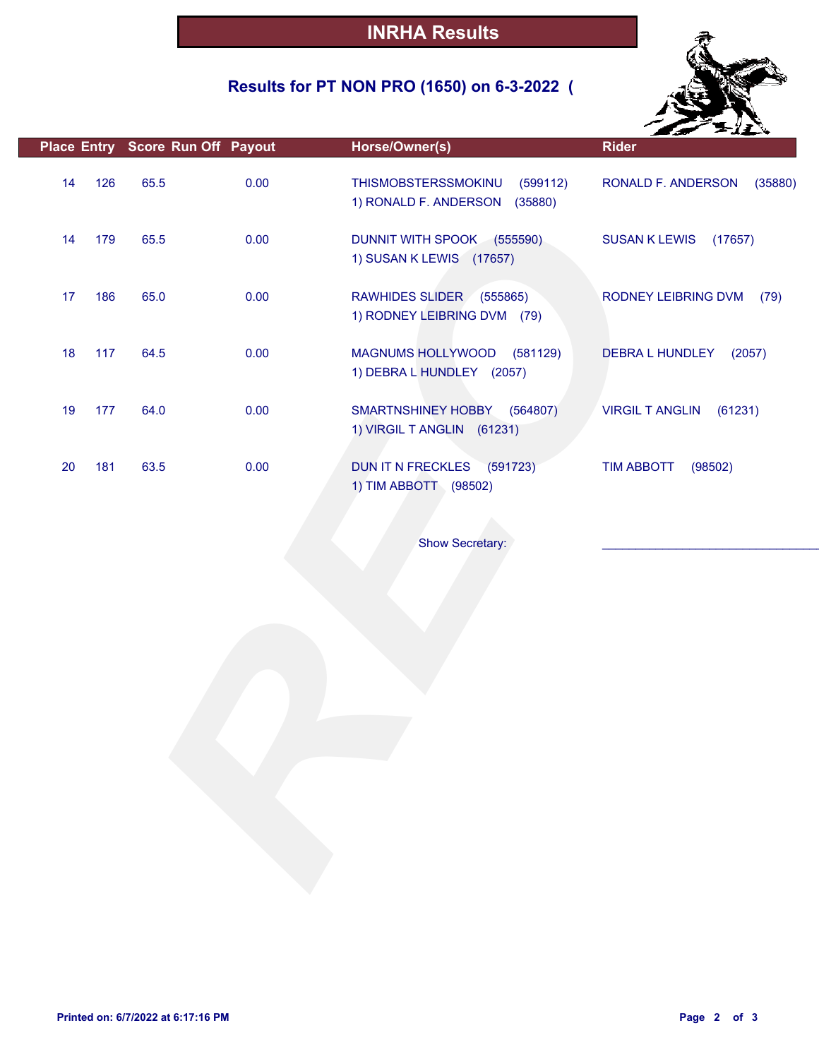# INRHA Results

## Results for PT NON PRO (1650) on 6-3-2022 (

| Place | Entry | Score | Run Off | Payout | Horse/Owner(s) | Rider |
|---|---|---|---|---|---|---|
| 14 | 126 | 65.5 | | 0.00 | THISMOBSTERSSMOKINU (599112)<br>1) RONALD F. ANDERSON (35880) | RONALD F. ANDERSON (35880) |
| 14 | 179 | 65.5 | | 0.00 | DUNNIT WITH SPOOK (555590)<br>1) SUSAN K LEWIS (17657) | SUSAN K LEWIS (17657) |
| 17 | 186 | 65.0 | | 0.00 | RAWHIDES SLIDER (555865)<br>1) RODNEY LEIBRING DVM (79) | RODNEY LEIBRING DVM (79) |
| 18 | 117 | 64.5 | | 0.00 | MAGNUMS HOLLYWOOD (581129)<br>1) DEBRA L HUNDLEY (2057) | DEBRA L HUNDLEY (2057) |
| 19 | 177 | 64.0 | | 0.00 | SMARTNSHINEY HOBBY (564807)<br>1) VIRGIL T ANGLIN (61231) | VIRGIL T ANGLIN (61231) |
| 20 | 181 | 63.5 | | 0.00 | DUN IT N FRECKLES (591723)<br>1) TIM ABBOTT (98502) | TIM ABBOTT (98502) |

Show Secretary: ______________________________

Printed on: 6/7/2022 at 6:17:16 PM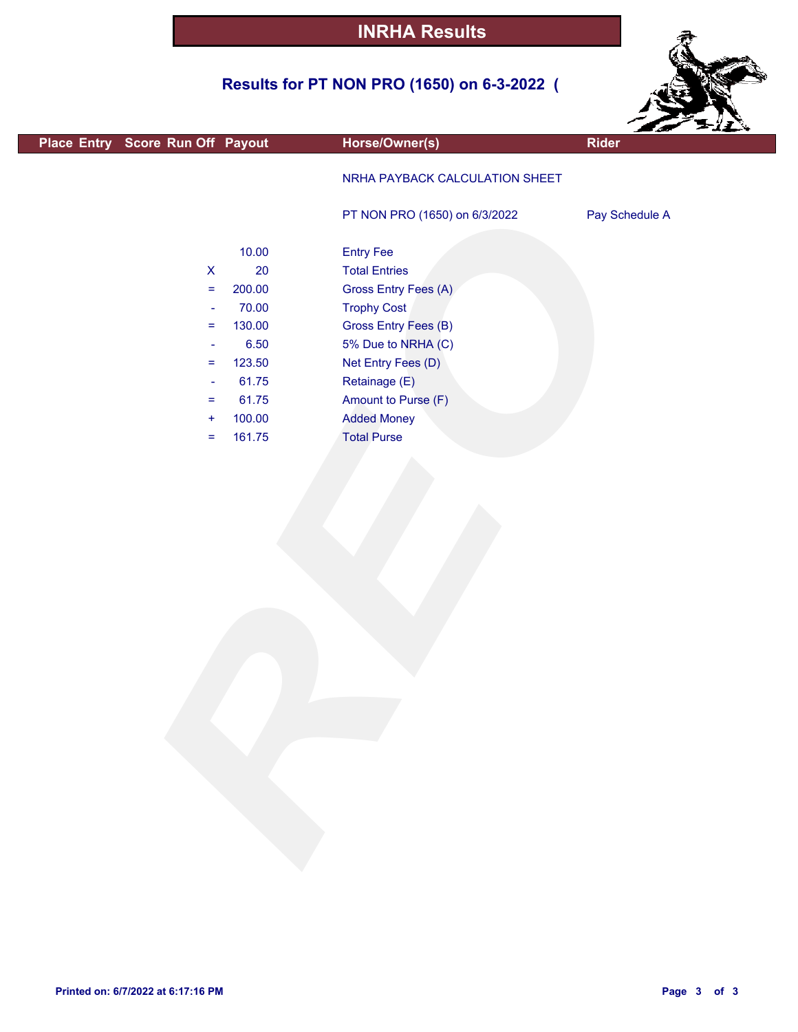# INRHA Results

## Results for PT NON PRO (1650) on 6-3-2022 (

| Place | Entry | Score | Run Off | Payout | Horse/Owner(s) | Rider |
|---|---|---|---|---|---|---|

NRHA PAYBACK CALCULATION SHEET

PT NON PRO (1650) on 6/3/2022 — Pay Schedule A

| | Amount | Description |
|---|---|---|
| | 10.00 | Entry Fee |
| X | 20 | Total Entries |
| = | 200.00 | Gross Entry Fees (A) |
| - | 70.00 | Trophy Cost |
| = | 130.00 | Gross Entry Fees (B) |
| - | 6.50 | 5% Due to NRHA (C) |
| = | 123.50 | Net Entry Fees (D) |
| - | 61.75 | Retainage (E) |
| = | 61.75 | Amount to Purse (F) |
| + | 100.00 | Added Money |
| = | 161.75 | Total Purse |

Printed on: 6/7/2022 at 6:17:16 PM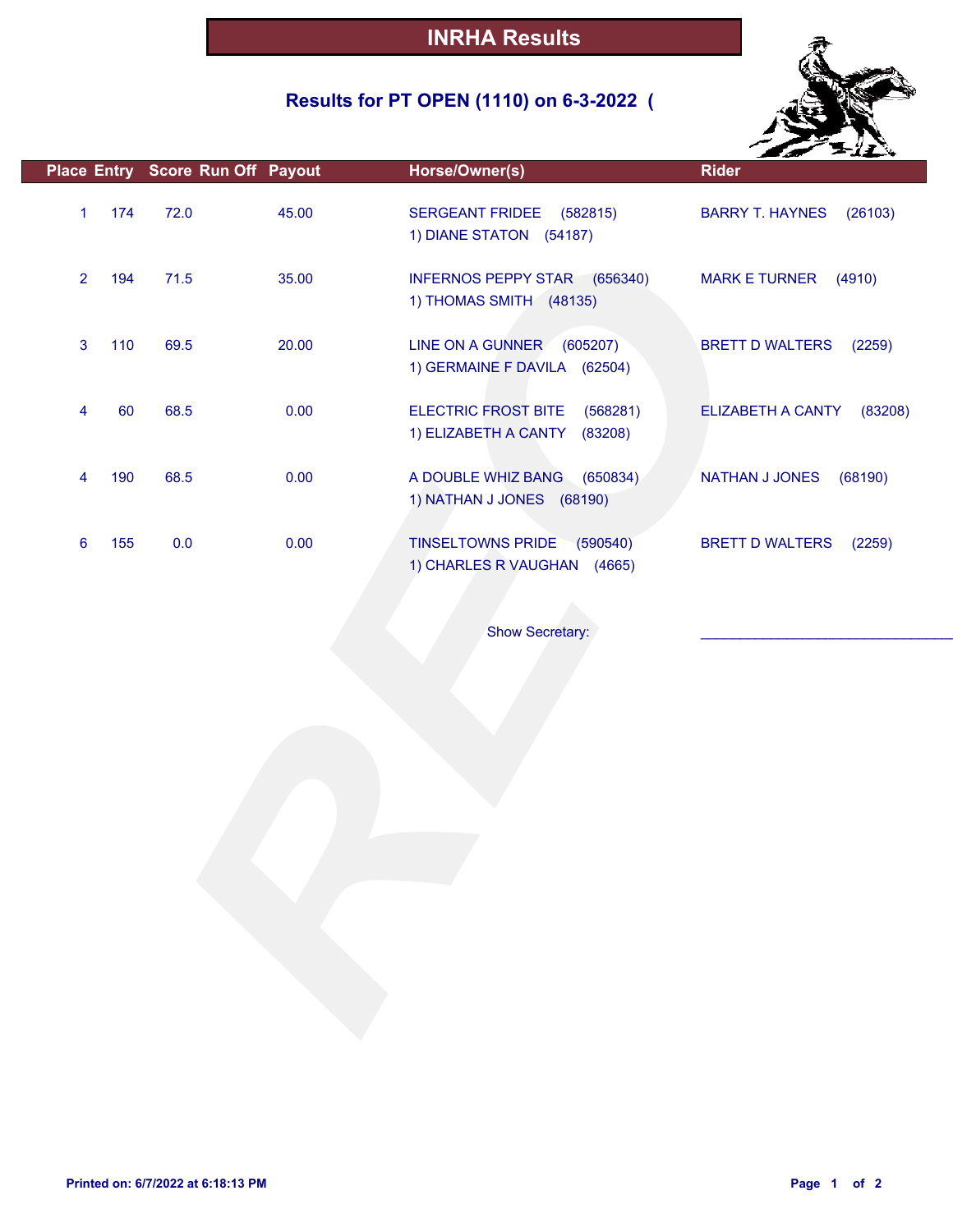# INRHA Results

## Results for PT OPEN (1110) on 6-3-2022 (

| Place | Entry | Score | Run Off | Payout | Horse/Owner(s) | Rider |
|---|---|---|---|---|---|---|
| 1 | 174 | 72.0 | | 45.00 | SERGEANT FRIDEE (582815)<br>1) DIANE STATON (54187) | BARRY T. HAYNES (26103) |
| 2 | 194 | 71.5 | | 35.00 | INFERNOS PEPPY STAR (656340)<br>1) THOMAS SMITH (48135) | MARK E TURNER (4910) |
| 3 | 110 | 69.5 | | 20.00 | LINE ON A GUNNER (605207)<br>1) GERMAINE F DAVILA (62504) | BRETT D WALTERS (2259) |
| 4 | 60 | 68.5 | | 0.00 | ELECTRIC FROST BITE (568281)<br>1) ELIZABETH A CANTY (83208) | ELIZABETH A CANTY (83208) |
| 4 | 190 | 68.5 | | 0.00 | A DOUBLE WHIZ BANG (650834)<br>1) NATHAN J JONES (68190) | NATHAN J JONES (68190) |
| 6 | 155 | 0.0 | | 0.00 | TINSELTOWNS PRIDE (590540)<br>1) CHARLES R VAUGHAN (4665) | BRETT D WALTERS (2259) |

Show Secretary: ______________________________

Printed on: 6/7/2022 at 6:18:13 PM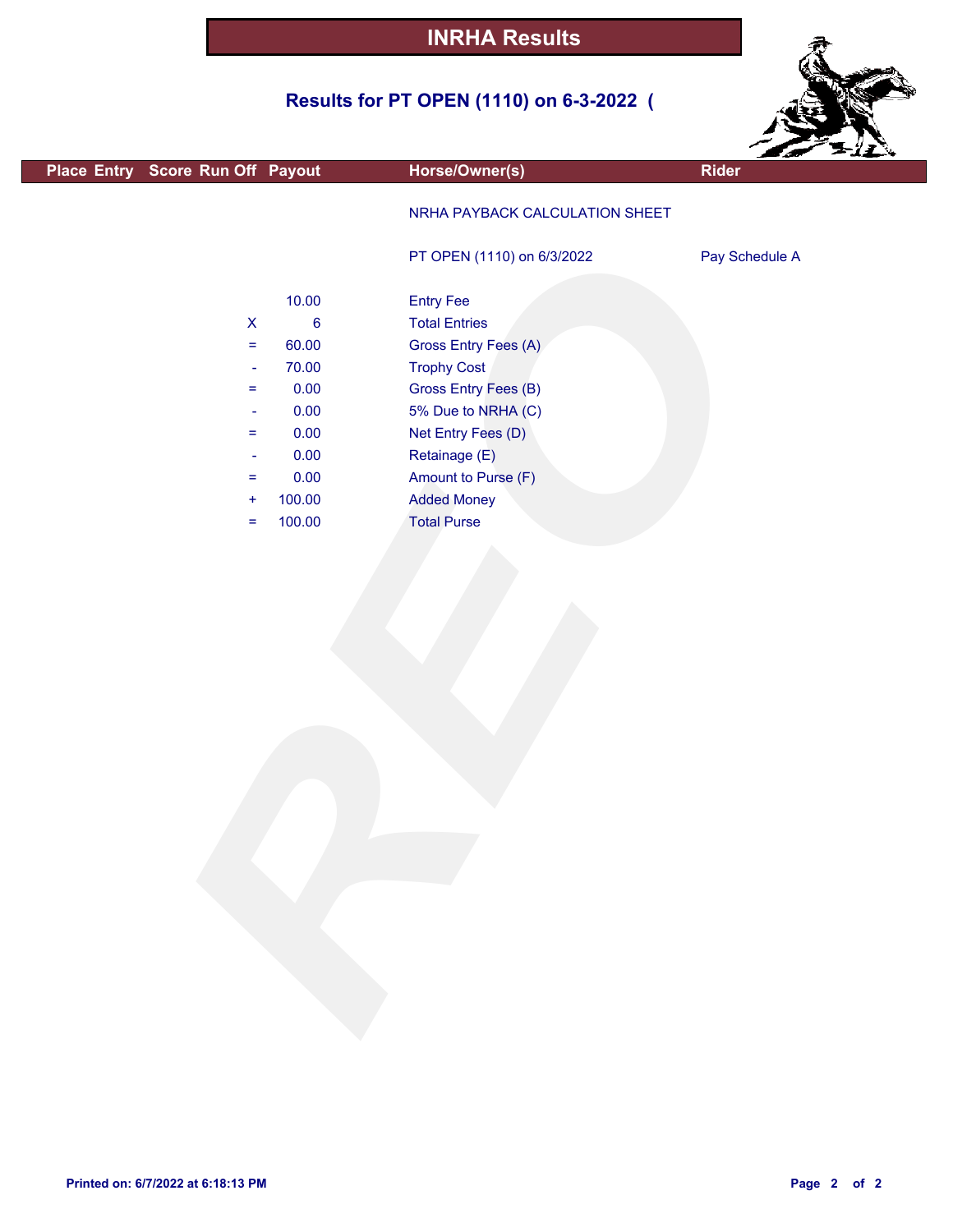# INRHA Results

## Results for PT OPEN (1110) on 6-3-2022 (

| Place | Entry | Score | Run Off | Payout | Horse/Owner(s) | Rider |
|---|---|---|---|---|---|---|
| | | | | | NRHA PAYBACK CALCULATION SHEET | |
| | | | | | PT OPEN (1110) on 6/3/2022 | Pay Schedule A |
| | | | | 10.00 | Entry Fee | |
| | | | X | 6 | Total Entries | |
| | | | = | 60.00 | Gross Entry Fees (A) | |
| | | | - | 70.00 | Trophy Cost | |
| | | | = | 0.00 | Gross Entry Fees (B) | |
| | | | - | 0.00 | 5% Due to NRHA (C) | |
| | | | = | 0.00 | Net Entry Fees (D) | |
| | | | - | 0.00 | Retainage (E) | |
| | | | = | 0.00 | Amount to Purse (F) | |
| | | | + | 100.00 | Added Money | |
| | | | = | 100.00 | Total Purse | |

Printed on: 6/7/2022 at 6:18:13 PM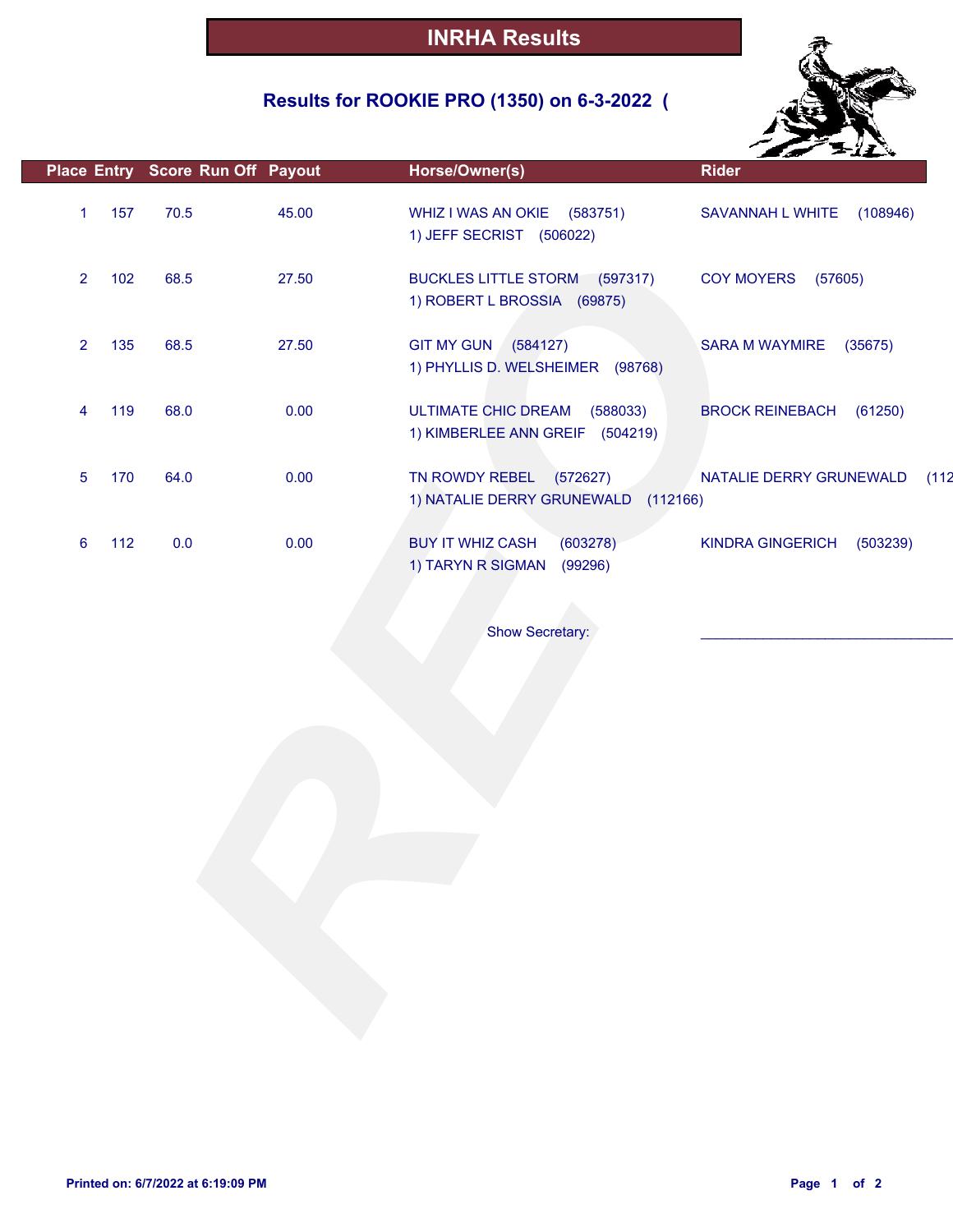# INRHA Results

## Results for ROOKIE PRO (1350) on 6-3-2022 (

| Place | Entry | Score | Run Off | Payout | Horse/Owner(s) | Rider |
|---|---|---|---|---|---|---|
| 1 | 157 | 70.5 | | 45.00 | WHIZ I WAS AN OKIE (583751)<br>1) JEFF SECRIST (506022) | SAVANNAH L WHITE (108946) |
| 2 | 102 | 68.5 | | 27.50 | BUCKLES LITTLE STORM (597317)<br>1) ROBERT L BROSSIA (69875) | COY MOYERS (57605) |
| 2 | 135 | 68.5 | | 27.50 | GIT MY GUN (584127)<br>1) PHYLLIS D. WELSHEIMER (98768) | SARA M WAYMIRE (35675) |
| 4 | 119 | 68.0 | | 0.00 | ULTIMATE CHIC DREAM (588033)<br>1) KIMBERLEE ANN GREIF (504219) | BROCK REINEBACH (61250) |
| 5 | 170 | 64.0 | | 0.00 | TN ROWDY REBEL (572627)<br>1) NATALIE DERRY GRUNEWALD (112166) | NATALIE DERRY GRUNEWALD (112 |
| 6 | 112 | 0.0 | | 0.00 | BUY IT WHIZ CASH (603278)<br>1) TARYN R SIGMAN (99296) | KINDRA GINGERICH (503239) |

Show Secretary: ______________________________

Printed on: 6/7/2022 at 6:19:09 PM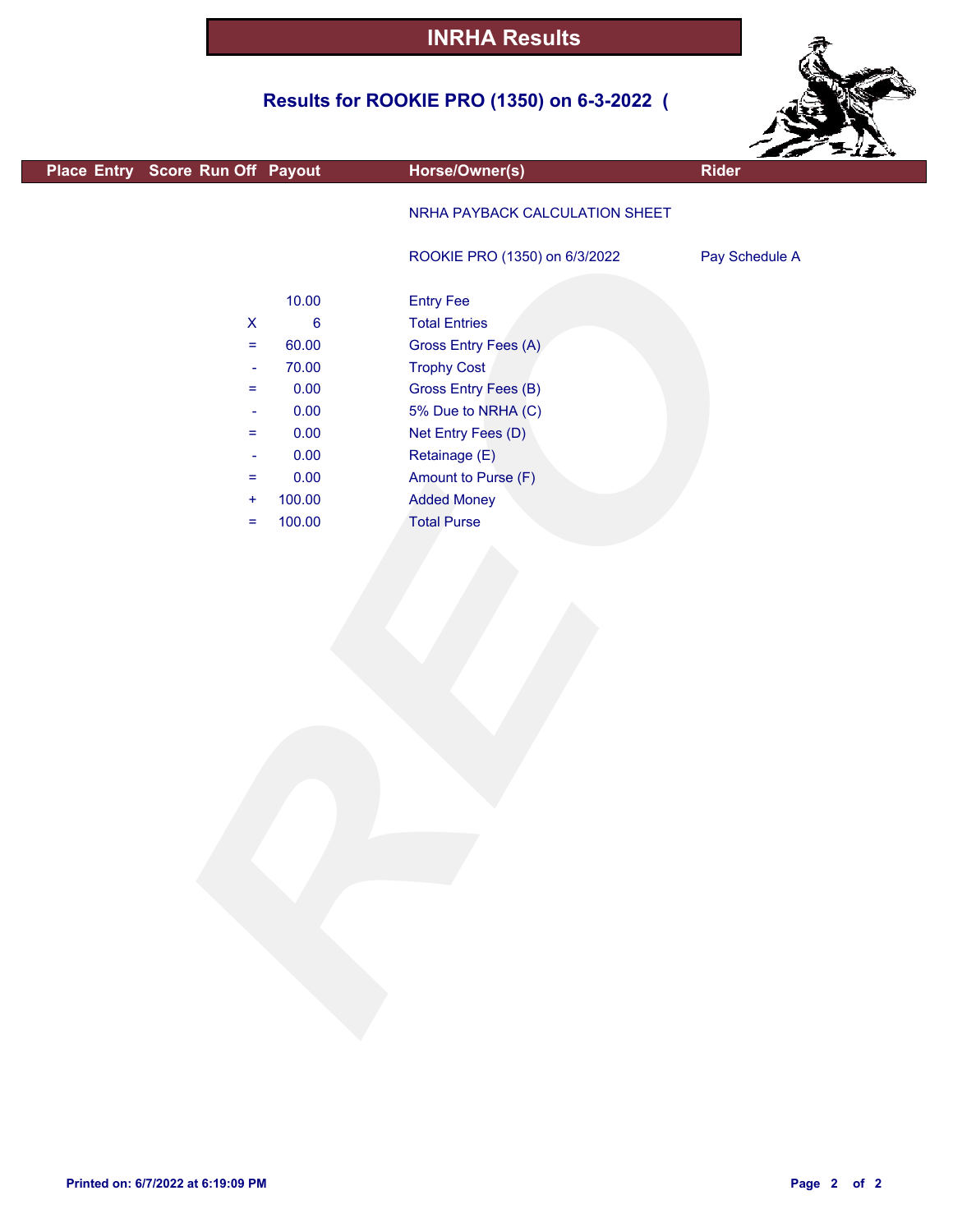# INRHA Results

## Results for ROOKIE PRO (1350) on 6-3-2022 (

| Place | Entry | Score | Run Off | Payout | Horse/Owner(s) | Rider |
|---|---|---|---|---|---|---|
| | | | | | NRHA PAYBACK CALCULATION SHEET | |
| | | | | | ROOKIE PRO (1350) on 6/3/2022 | Pay Schedule A |
| | | | | 10.00 | Entry Fee | |
| | | | X | 6 | Total Entries | |
| | | | = | 60.00 | Gross Entry Fees (A) | |
| | | | - | 70.00 | Trophy Cost | |
| | | | = | 0.00 | Gross Entry Fees (B) | |
| | | | - | 0.00 | 5% Due to NRHA (C) | |
| | | | = | 0.00 | Net Entry Fees (D) | |
| | | | - | 0.00 | Retainage (E) | |
| | | | = | 0.00 | Amount to Purse (F) | |
| | | | + | 100.00 | Added Money | |
| | | | = | 100.00 | Total Purse | |

Printed on: 6/7/2022 at 6:19:09 PM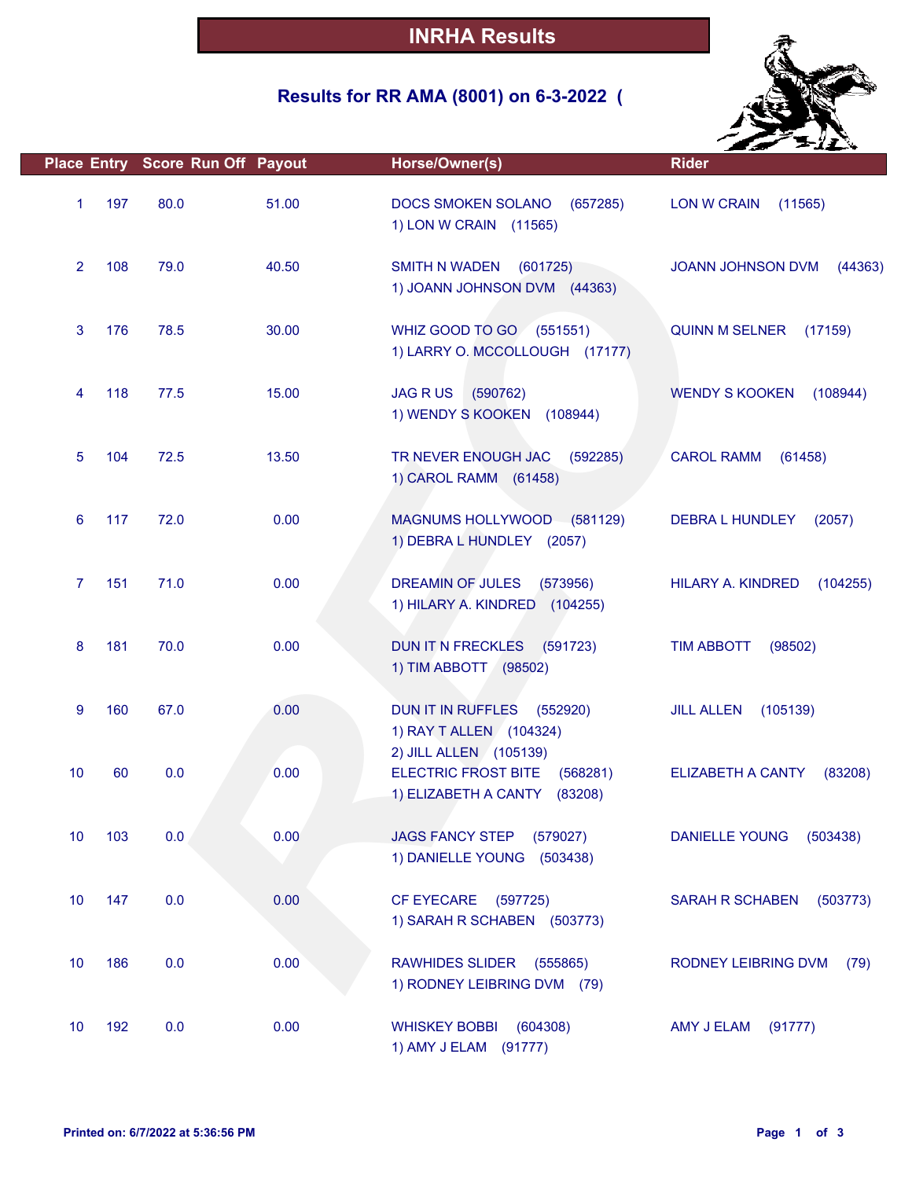# INRHA Results

## Results for RR AMA (8001) on 6-3-2022 (

| Place | Entry | Score | Run Off | Payout | Horse/Owner(s) | Rider |
|---|---|---|---|---|---|---|
| 1 | 197 | 80.0 | | 51.00 | DOCS SMOKEN SOLANO (657285)<br>1) LON W CRAIN (11565) | LON W CRAIN (11565) |
| 2 | 108 | 79.0 | | 40.50 | SMITH N WADEN (601725)<br>1) JOANN JOHNSON DVM (44363) | JOANN JOHNSON DVM (44363) |
| 3 | 176 | 78.5 | | 30.00 | WHIZ GOOD TO GO (551551)<br>1) LARRY O. MCCOLLOUGH (17177) | QUINN M SELNER (17159) |
| 4 | 118 | 77.5 | | 15.00 | JAG R US (590762)<br>1) WENDY S KOOKEN (108944) | WENDY S KOOKEN (108944) |
| 5 | 104 | 72.5 | | 13.50 | TR NEVER ENOUGH JAC (592285)<br>1) CAROL RAMM (61458) | CAROL RAMM (61458) |
| 6 | 117 | 72.0 | | 0.00 | MAGNUMS HOLLYWOOD (581129)<br>1) DEBRA L HUNDLEY (2057) | DEBRA L HUNDLEY (2057) |
| 7 | 151 | 71.0 | | 0.00 | DREAMIN OF JULES (573956)<br>1) HILARY A. KINDRED (104255) | HILARY A. KINDRED (104255) |
| 8 | 181 | 70.0 | | 0.00 | DUN IT N FRECKLES (591723)<br>1) TIM ABBOTT (98502) | TIM ABBOTT (98502) |
| 9 | 160 | 67.0 | | 0.00 | DUN IT IN RUFFLES (552920)<br>1) RAY T ALLEN (104324)<br>2) JILL ALLEN (105139) | JILL ALLEN (105139) |
| 10 | 60 | 0.0 | | 0.00 | ELECTRIC FROST BITE (568281)<br>1) ELIZABETH A CANTY (83208) | ELIZABETH A CANTY (83208) |
| 10 | 103 | 0.0 | | 0.00 | JAGS FANCY STEP (579027)<br>1) DANIELLE YOUNG (503438) | DANIELLE YOUNG (503438) |
| 10 | 147 | 0.0 | | 0.00 | CF EYECARE (597725)<br>1) SARAH R SCHABEN (503773) | SARAH R SCHABEN (503773) |
| 10 | 186 | 0.0 | | 0.00 | RAWHIDES SLIDER (555865)<br>1) RODNEY LEIBRING DVM (79) | RODNEY LEIBRING DVM (79) |
| 10 | 192 | 0.0 | | 0.00 | WHISKEY BOBBI (604308)<br>1) AMY J ELAM (91777) | AMY J ELAM (91777) |

Printed on: 6/7/2022 at 5:36:56 PM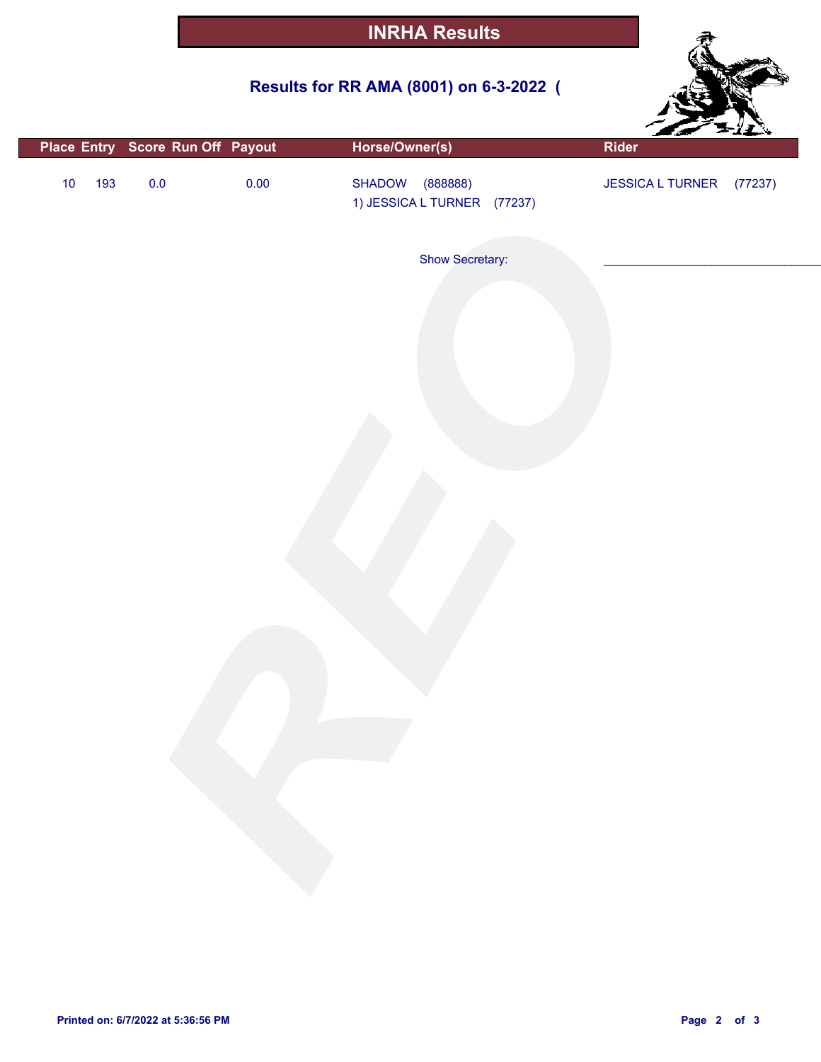# INRHA Results

## Results for RR AMA (8001) on 6-3-2022 (

| Place | Entry | Score | Run Off | Payout | Horse/Owner(s) | Rider |
|---|---|---|---|---|---|---|
| 10 | 193 | 0.0 | | 0.00 | SHADOW (888888)<br>1) JESSICA L TURNER (77237) | JESSICA L TURNER (77237) |

Show Secretary: ______________________________

Printed on: 6/7/2022 at 5:36:56 PM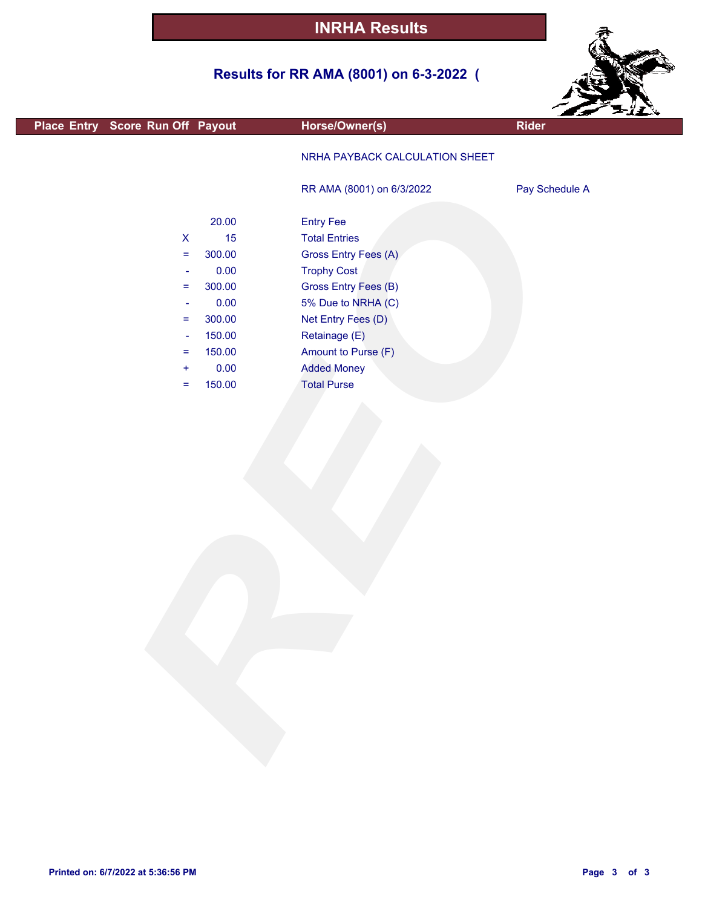# INRHA Results

## Results for RR AMA (8001) on 6-3-2022 (

| Place | Entry | Score | Run Off | Payout | Horse/Owner(s) | Rider |
|---|---|---|---|---|---|---|
| | | | | | NRHA PAYBACK CALCULATION SHEET | |
| | | | | | RR AMA (8001) on 6/3/2022 | Pay Schedule A |
| | | | | 20.00 | Entry Fee | |
| | | | X | 15 | Total Entries | |
| | | | = | 300.00 | Gross Entry Fees (A) | |
| | | | - | 0.00 | Trophy Cost | |
| | | | = | 300.00 | Gross Entry Fees (B) | |
| | | | - | 0.00 | 5% Due to NRHA (C) | |
| | | | = | 300.00 | Net Entry Fees (D) | |
| | | | - | 150.00 | Retainage (E) | |
| | | | = | 150.00 | Amount to Purse (F) | |
| | | | + | 0.00 | Added Money | |
| | | | = | 150.00 | Total Purse | |

Printed on: 6/7/2022 at 5:36:56 PM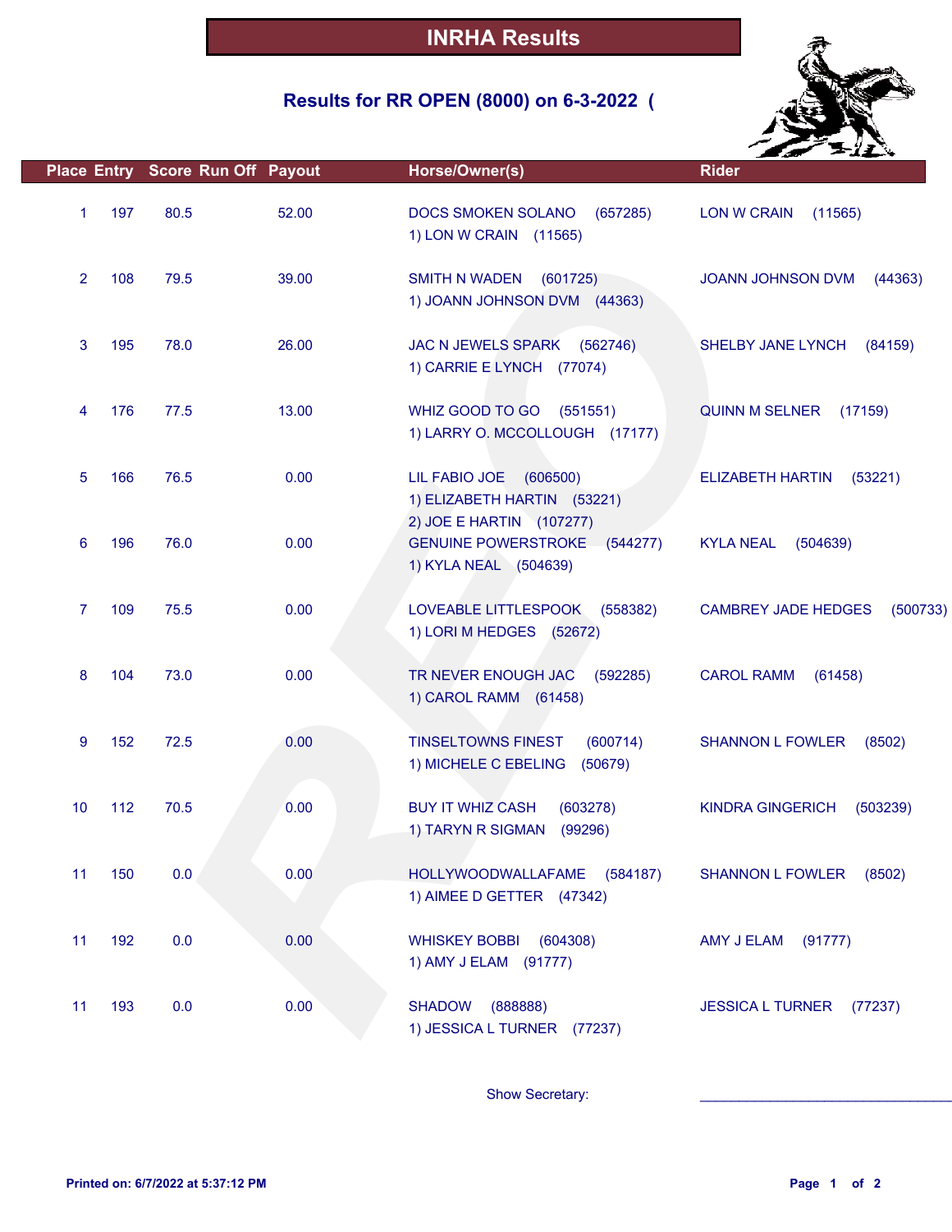# INRHA Results

## Results for RR OPEN (8000) on 6-3-2022 (

| Place | Entry | Score | Run Off | Payout | Horse/Owner(s) | Rider |
|---|---|---|---|---|---|---|
| 1 | 197 | 80.5 | | 52.00 | DOCS SMOKEN SOLANO (657285)<br>1) LON W CRAIN (11565) | LON W CRAIN (11565) |
| 2 | 108 | 79.5 | | 39.00 | SMITH N WADEN (601725)<br>1) JOANN JOHNSON DVM (44363) | JOANN JOHNSON DVM (44363) |
| 3 | 195 | 78.0 | | 26.00 | JAC N JEWELS SPARK (562746)<br>1) CARRIE E LYNCH (77074) | SHELBY JANE LYNCH (84159) |
| 4 | 176 | 77.5 | | 13.00 | WHIZ GOOD TO GO (551551)<br>1) LARRY O. MCCOLLOUGH (17177) | QUINN M SELNER (17159) |
| 5 | 166 | 76.5 | | 0.00 | LIL FABIO JOE (606500)<br>1) ELIZABETH HARTIN (53221)<br>2) JOE E HARTIN (107277) | ELIZABETH HARTIN (53221) |
| 6 | 196 | 76.0 | | 0.00 | GENUINE POWERSTROKE (544277)<br>1) KYLA NEAL (504639) | KYLA NEAL (504639) |
| 7 | 109 | 75.5 | | 0.00 | LOVEABLE LITTLESPOOK (558382)<br>1) LORI M HEDGES (52672) | CAMBREY JADE HEDGES (500733) |
| 8 | 104 | 73.0 | | 0.00 | TR NEVER ENOUGH JAC (592285)<br>1) CAROL RAMM (61458) | CAROL RAMM (61458) |
| 9 | 152 | 72.5 | | 0.00 | TINSELTOWNS FINEST (600714)<br>1) MICHELE C EBELING (50679) | SHANNON L FOWLER (8502) |
| 10 | 112 | 70.5 | | 0.00 | BUY IT WHIZ CASH (603278)<br>1) TARYN R SIGMAN (99296) | KINDRA GINGERICH (503239) |
| 11 | 150 | 0.0 | | 0.00 | HOLLYWOODWALLAFAME (584187)<br>1) AIMEE D GETTER (47342) | SHANNON L FOWLER (8502) |
| 11 | 192 | 0.0 | | 0.00 | WHISKEY BOBBI (604308)<br>1) AMY J ELAM (91777) | AMY J ELAM (91777) |
| 11 | 193 | 0.0 | | 0.00 | SHADOW (888888)<br>1) JESSICA L TURNER (77237) | JESSICA L TURNER (77237) |

Show Secretary: ______________________________

Printed on: 6/7/2022 at 5:37:12 PM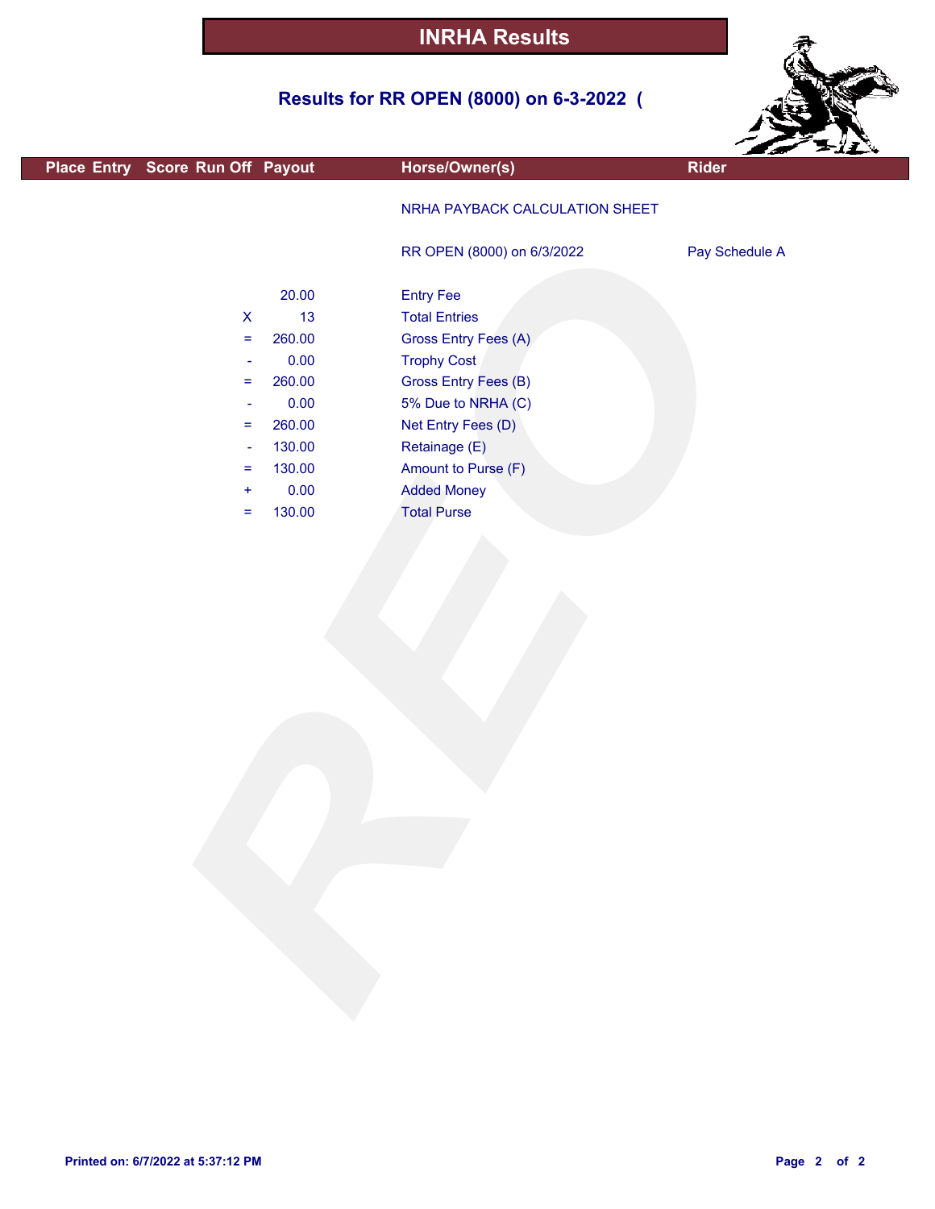# INRHA Results

## Results for RR OPEN (8000) on 6-3-2022 (

| Place | Entry | Score | Run Off | Payout | Horse/Owner(s) | Rider |
|---|---|---|---|---|---|---|

NRHA PAYBACK CALCULATION SHEET

RR OPEN (8000) on 6/3/2022 — Pay Schedule A

| | Amount | Description |
|---|---|---|
| | 20.00 | Entry Fee |
| X | 13 | Total Entries |
| = | 260.00 | Gross Entry Fees (A) |
| - | 0.00 | Trophy Cost |
| = | 260.00 | Gross Entry Fees (B) |
| - | 0.00 | 5% Due to NRHA (C) |
| = | 260.00 | Net Entry Fees (D) |
| - | 130.00 | Retainage (E) |
| = | 130.00 | Amount to Purse (F) |
| + | 0.00 | Added Money |
| = | 130.00 | Total Purse |

**Printed on: 6/7/2022 at 5:37:12 PM**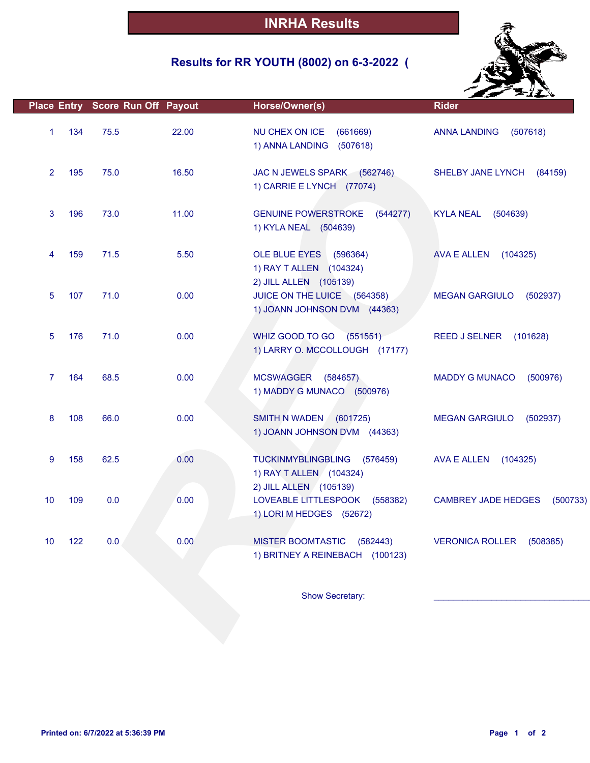# INRHA Results

## Results for RR YOUTH (8002) on 6-3-2022 (

| Place | Entry | Score | Run Off | Payout | Horse/Owner(s) | Rider |
|---|---|---|---|---|---|---|
| 1 | 134 | 75.5 | | 22.00 | NU CHEX ON ICE (661669)<br>1) ANNA LANDING (507618) | ANNA LANDING (507618) |
| 2 | 195 | 75.0 | | 16.50 | JAC N JEWELS SPARK (562746)<br>1) CARRIE E LYNCH (77074) | SHELBY JANE LYNCH (84159) |
| 3 | 196 | 73.0 | | 11.00 | GENUINE POWERSTROKE (544277)<br>1) KYLA NEAL (504639) | KYLA NEAL (504639) |
| 4 | 159 | 71.5 | | 5.50 | OLE BLUE EYES (596364)<br>1) RAY T ALLEN (104324)<br>2) JILL ALLEN (105139) | AVA E ALLEN (104325) |
| 5 | 107 | 71.0 | | 0.00 | JUICE ON THE LUICE (564358)<br>1) JOANN JOHNSON DVM (44363) | MEGAN GARGIULO (502937) |
| 5 | 176 | 71.0 | | 0.00 | WHIZ GOOD TO GO (551551)<br>1) LARRY O. MCCOLLOUGH (17177) | REED J SELNER (101628) |
| 7 | 164 | 68.5 | | 0.00 | MCSWAGGER (584657)<br>1) MADDY G MUNACO (500976) | MADDY G MUNACO (500976) |
| 8 | 108 | 66.0 | | 0.00 | SMITH N WADEN (601725)<br>1) JOANN JOHNSON DVM (44363) | MEGAN GARGIULO (502937) |
| 9 | 158 | 62.5 | | 0.00 | TUCKINMYBLINGBLING (576459)<br>1) RAY T ALLEN (104324)<br>2) JILL ALLEN (105139) | AVA E ALLEN (104325) |
| 10 | 109 | 0.0 | | 0.00 | LOVEABLE LITTLESPOOK (558382)<br>1) LORI M HEDGES (52672) | CAMBREY JADE HEDGES (500733) |
| 10 | 122 | 0.0 | | 0.00 | MISTER BOOMTASTIC (582443)<br>1) BRITNEY A REINEBACH (100123) | VERONICA ROLLER (508385) |

Show Secretary: ________________________________

Printed on: 6/7/2022 at 5:36:39 PM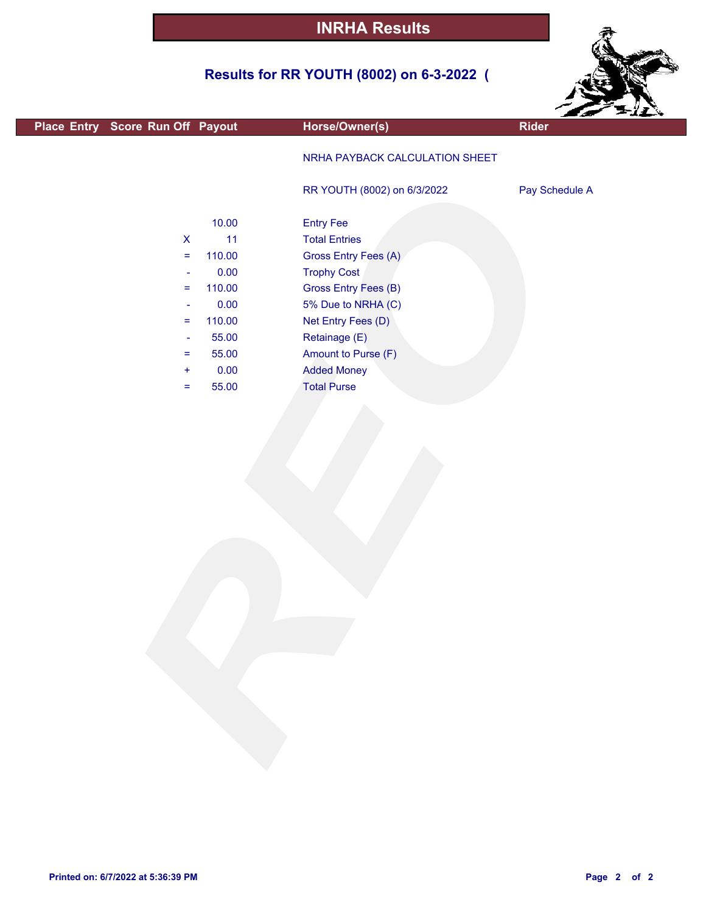# INRHA Results

## Results for RR YOUTH (8002) on 6-3-2022 (

| Place | Entry | Score | Run Off | Payout | Horse/Owner(s) | Rider |
|---|---|---|---|---|---|---|

NRHA PAYBACK CALCULATION SHEET

RR YOUTH (8002) on 6/3/2022 — Pay Schedule A

| | Amount | Description |
|---|---|---|
| | 10.00 | Entry Fee |
| X | 11 | Total Entries |
| = | 110.00 | Gross Entry Fees (A) |
| - | 0.00 | Trophy Cost |
| = | 110.00 | Gross Entry Fees (B) |
| - | 0.00 | 5% Due to NRHA (C) |
| = | 110.00 | Net Entry Fees (D) |
| - | 55.00 | Retainage (E) |
| = | 55.00 | Amount to Purse (F) |
| + | 0.00 | Added Money |
| = | 55.00 | Total Purse |

Printed on: 6/7/2022 at 5:36:39 PM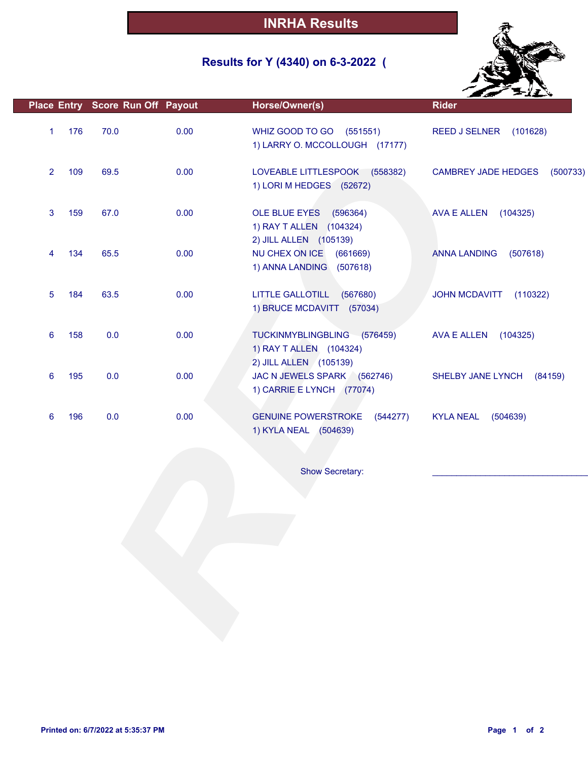# INRHA Results

## Results for Y (4340) on 6-3-2022 (

| Place | Entry | Score | Run Off | Payout | Horse/Owner(s) | Rider |
|---|---|---|---|---|---|---|
| 1 | 176 | 70.0 | | 0.00 | WHIZ GOOD TO GO (551551)<br>1) LARRY O. MCCOLLOUGH (17177) | REED J SELNER (101628) |
| 2 | 109 | 69.5 | | 0.00 | LOVEABLE LITTLESPOOK (558382)<br>1) LORI M HEDGES (52672) | CAMBREY JADE HEDGES (500733) |
| 3 | 159 | 67.0 | | 0.00 | OLE BLUE EYES (596364)<br>1) RAY T ALLEN (104324)<br>2) JILL ALLEN (105139) | AVA E ALLEN (104325) |
| 4 | 134 | 65.5 | | 0.00 | NU CHEX ON ICE (661669)<br>1) ANNA LANDING (507618) | ANNA LANDING (507618) |
| 5 | 184 | 63.5 | | 0.00 | LITTLE GALLOTILL (567680)<br>1) BRUCE MCDAVITT (57034) | JOHN MCDAVITT (110322) |
| 6 | 158 | 0.0 | | 0.00 | TUCKINMYBLINGBLING (576459)<br>1) RAY T ALLEN (104324)<br>2) JILL ALLEN (105139) | AVA E ALLEN (104325) |
| 6 | 195 | 0.0 | | 0.00 | JAC N JEWELS SPARK (562746)<br>1) CARRIE E LYNCH (77074) | SHELBY JANE LYNCH (84159) |
| 6 | 196 | 0.0 | | 0.00 | GENUINE POWERSTROKE (544277)<br>1) KYLA NEAL (504639) | KYLA NEAL (504639) |

Show Secretary: ______________________________

Printed on: 6/7/2022 at 5:35:37 PM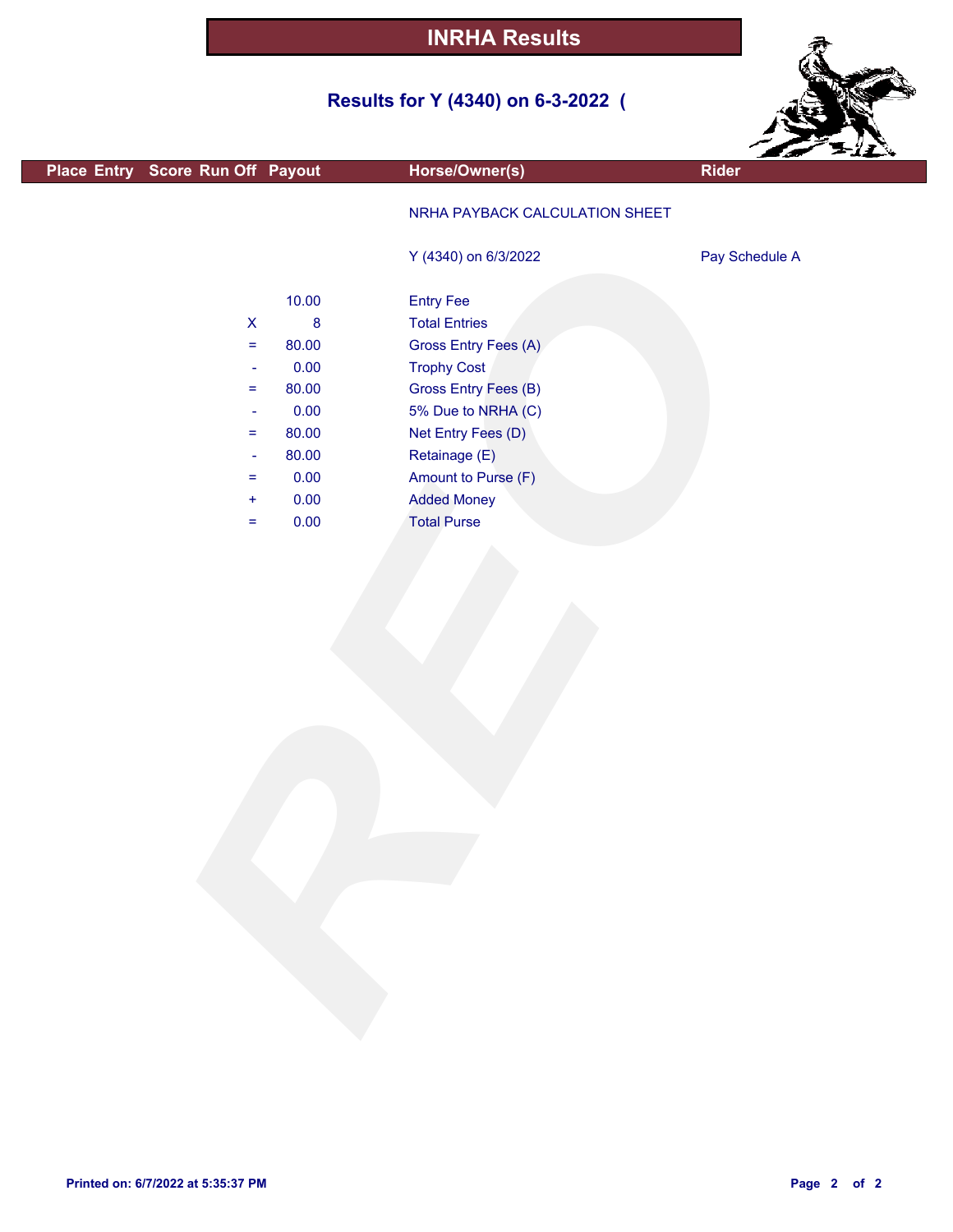# INRHA Results

## Results for Y (4340) on 6-3-2022 (

| Place | Entry | Score | Run Off | Payout | Horse/Owner(s) | Rider |
|---|---|---|---|---|---|---|
| | | | | | NRHA PAYBACK CALCULATION SHEET | |
| | | | | | Y (4340) on 6/3/2022 | Pay Schedule A |
| | | | | 10.00 | Entry Fee | |
| | | | X | 8 | Total Entries | |
| | | | = | 80.00 | Gross Entry Fees (A) | |
| | | | - | 0.00 | Trophy Cost | |
| | | | = | 80.00 | Gross Entry Fees (B) | |
| | | | - | 0.00 | 5% Due to NRHA (C) | |
| | | | = | 80.00 | Net Entry Fees (D) | |
| | | | - | 80.00 | Retainage (E) | |
| | | | = | 0.00 | Amount to Purse (F) | |
| | | | + | 0.00 | Added Money | |
| | | | = | 0.00 | Total Purse | |

Printed on: 6/7/2022 at 5:35:37 PM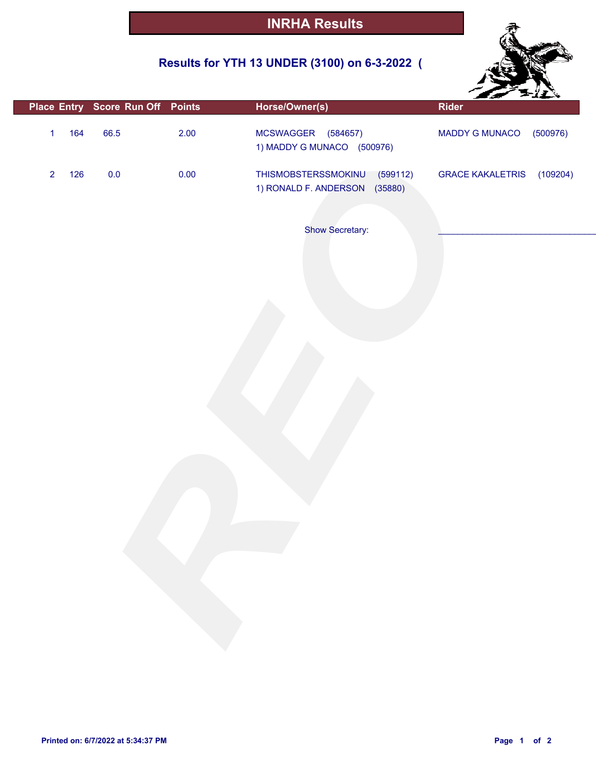# INRHA Results

## Results for YTH 13 UNDER (3100) on 6-3-2022 (

| Place | Entry | Score | Run Off | Points | Horse/Owner(s) | Rider |
|---|---|---|---|---|---|---|
| 1 | 164 | 66.5 | | 2.00 | MCSWAGGER (584657)<br>1) MADDY G MUNACO (500976) | MADDY G MUNACO (500976) |
| 2 | 126 | 0.0 | | 0.00 | THISMOBSTERSSMOKINU (599112)<br>1) RONALD F. ANDERSON (35880) | GRACE KAKALETRIS (109204) |

Show Secretary: ______________________________

Printed on: 6/7/2022 at 5:34:37 PM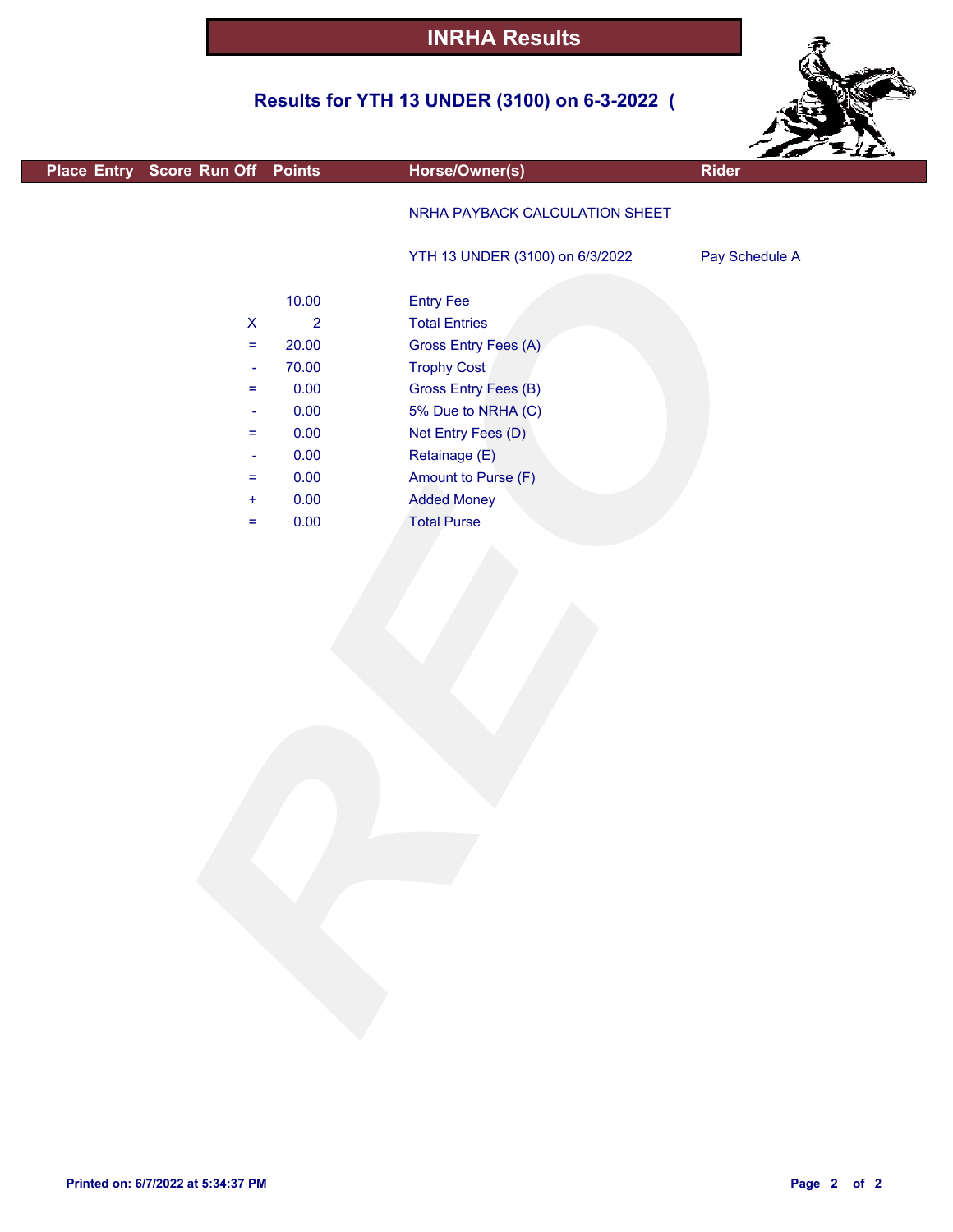# INRHA Results

## Results for YTH 13 UNDER (3100) on 6-3-2022 (

| Place | Entry | Score | Run Off | Points | Horse/Owner(s) | Rider |
|---|---|---|---|---|---|---|
| | | | | | NRHA PAYBACK CALCULATION SHEET | |
| | | | | | YTH 13 UNDER (3100) on 6/3/2022 | Pay Schedule A |
| | | | | 10.00 | Entry Fee | |
| | | | X | 2 | Total Entries | |
| | | | = | 20.00 | Gross Entry Fees (A) | |
| | | | - | 70.00 | Trophy Cost | |
| | | | = | 0.00 | Gross Entry Fees (B) | |
| | | | - | 0.00 | 5% Due to NRHA (C) | |
| | | | = | 0.00 | Net Entry Fees (D) | |
| | | | - | 0.00 | Retainage (E) | |
| | | | = | 0.00 | Amount to Purse (F) | |
| | | | + | 0.00 | Added Money | |
| | | | = | 0.00 | Total Purse | |

Printed on: 6/7/2022 at 5:34:37 PM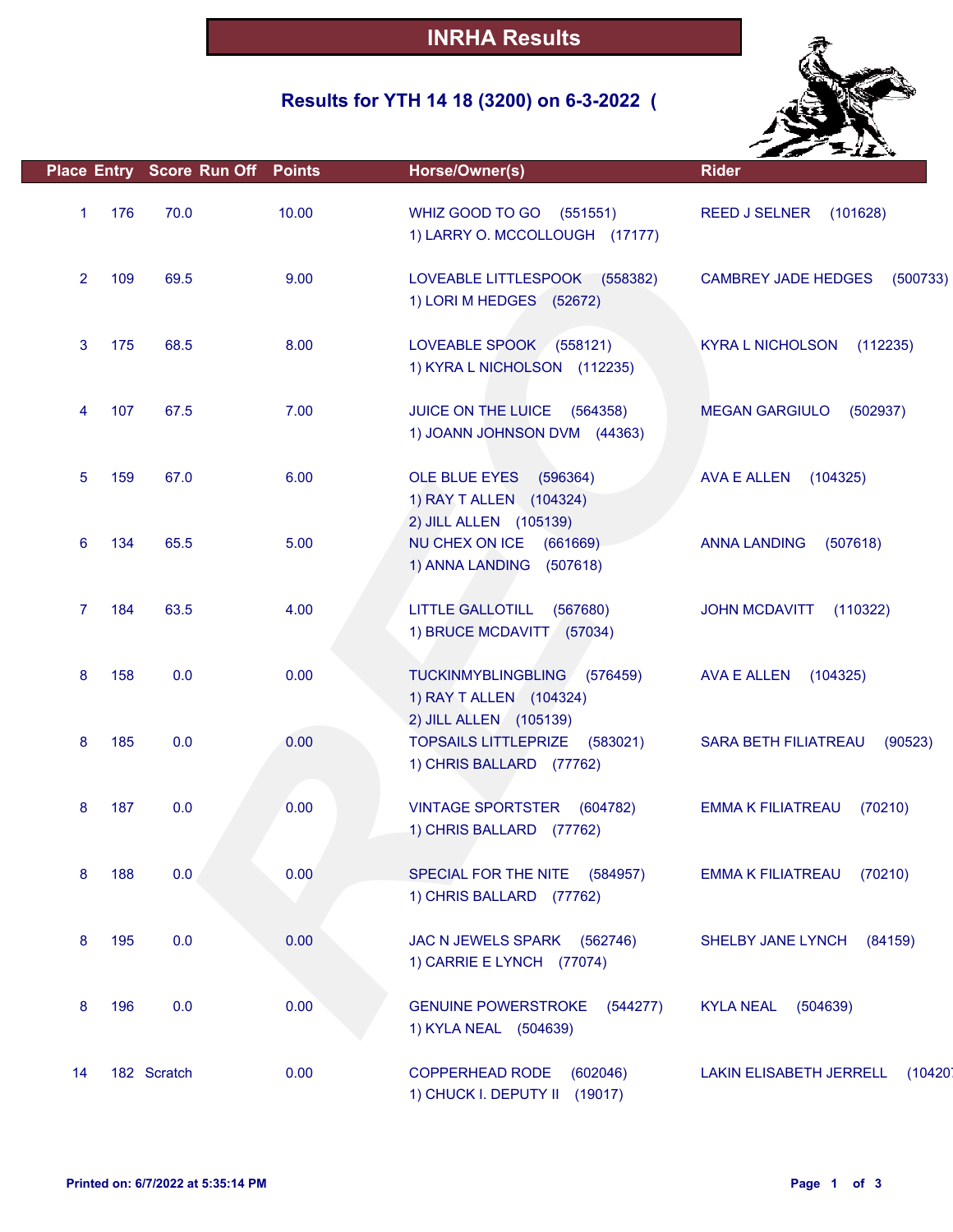# INRHA Results

## Results for YTH 14 18 (3200) on 6-3-2022 (

| Place | Entry | Score | Run Off | Points | Horse/Owner(s) | Rider |
|---|---|---|---|---|---|---|
| 1 | 176 | 70.0 | | 10.00 | WHIZ GOOD TO GO (551551)<br>1) LARRY O. MCCOLLOUGH (17177) | REED J SELNER (101628) |
| 2 | 109 | 69.5 | | 9.00 | LOVEABLE LITTLESPOOK (558382)<br>1) LORI M HEDGES (52672) | CAMBREY JADE HEDGES (500733) |
| 3 | 175 | 68.5 | | 8.00 | LOVEABLE SPOOK (558121)<br>1) KYRA L NICHOLSON (112235) | KYRA L NICHOLSON (112235) |
| 4 | 107 | 67.5 | | 7.00 | JUICE ON THE LUICE (564358)<br>1) JOANN JOHNSON DVM (44363) | MEGAN GARGIULO (502937) |
| 5 | 159 | 67.0 | | 6.00 | OLE BLUE EYES (596364)<br>1) RAY T ALLEN (104324)<br>2) JILL ALLEN (105139) | AVA E ALLEN (104325) |
| 6 | 134 | 65.5 | | 5.00 | NU CHEX ON ICE (661669)<br>1) ANNA LANDING (507618) | ANNA LANDING (507618) |
| 7 | 184 | 63.5 | | 4.00 | LITTLE GALLOTILL (567680)<br>1) BRUCE MCDAVITT (57034) | JOHN MCDAVITT (110322) |
| 8 | 158 | 0.0 | | 0.00 | TUCKINMYBLINGBLING (576459)<br>1) RAY T ALLEN (104324)<br>2) JILL ALLEN (105139) | AVA E ALLEN (104325) |
| 8 | 185 | 0.0 | | 0.00 | TOPSAILS LITTLEPRIZE (583021)<br>1) CHRIS BALLARD (77762) | SARA BETH FILIATREAU (90523) |
| 8 | 187 | 0.0 | | 0.00 | VINTAGE SPORTSTER (604782)<br>1) CHRIS BALLARD (77762) | EMMA K FILIATREAU (70210) |
| 8 | 188 | 0.0 | | 0.00 | SPECIAL FOR THE NITE (584957)<br>1) CHRIS BALLARD (77762) | EMMA K FILIATREAU (70210) |
| 8 | 195 | 0.0 | | 0.00 | JAC N JEWELS SPARK (562746)<br>1) CARRIE E LYNCH (77074) | SHELBY JANE LYNCH (84159) |
| 8 | 196 | 0.0 | | 0.00 | GENUINE POWERSTROKE (544277)<br>1) KYLA NEAL (504639) | KYLA NEAL (504639) |
| 14 | 182 | Scratch | | 0.00 | COPPERHEAD RODE (602046)<br>1) CHUCK I. DEPUTY II (19017) | LAKIN ELISABETH JERRELL (10420 |

Printed on: 6/7/2022 at 5:35:14 PM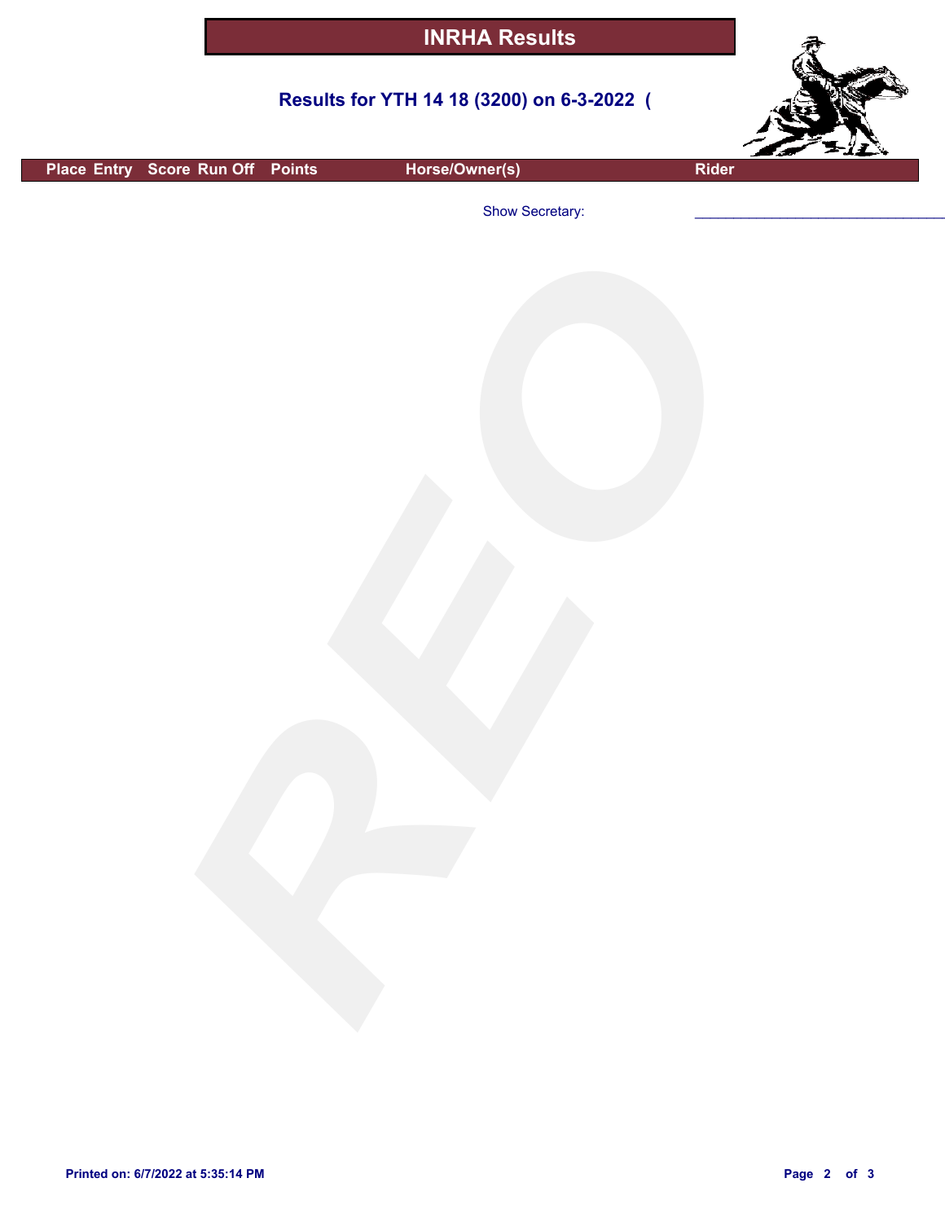# INRHA Results

## Results for YTH 14 18 (3200) on 6-3-2022 (

| Place | Entry | Score | Run Off | Points | Horse/Owner(s) | Rider |
|---|---|---|---|---|---|---|

Show Secretary: ________________________________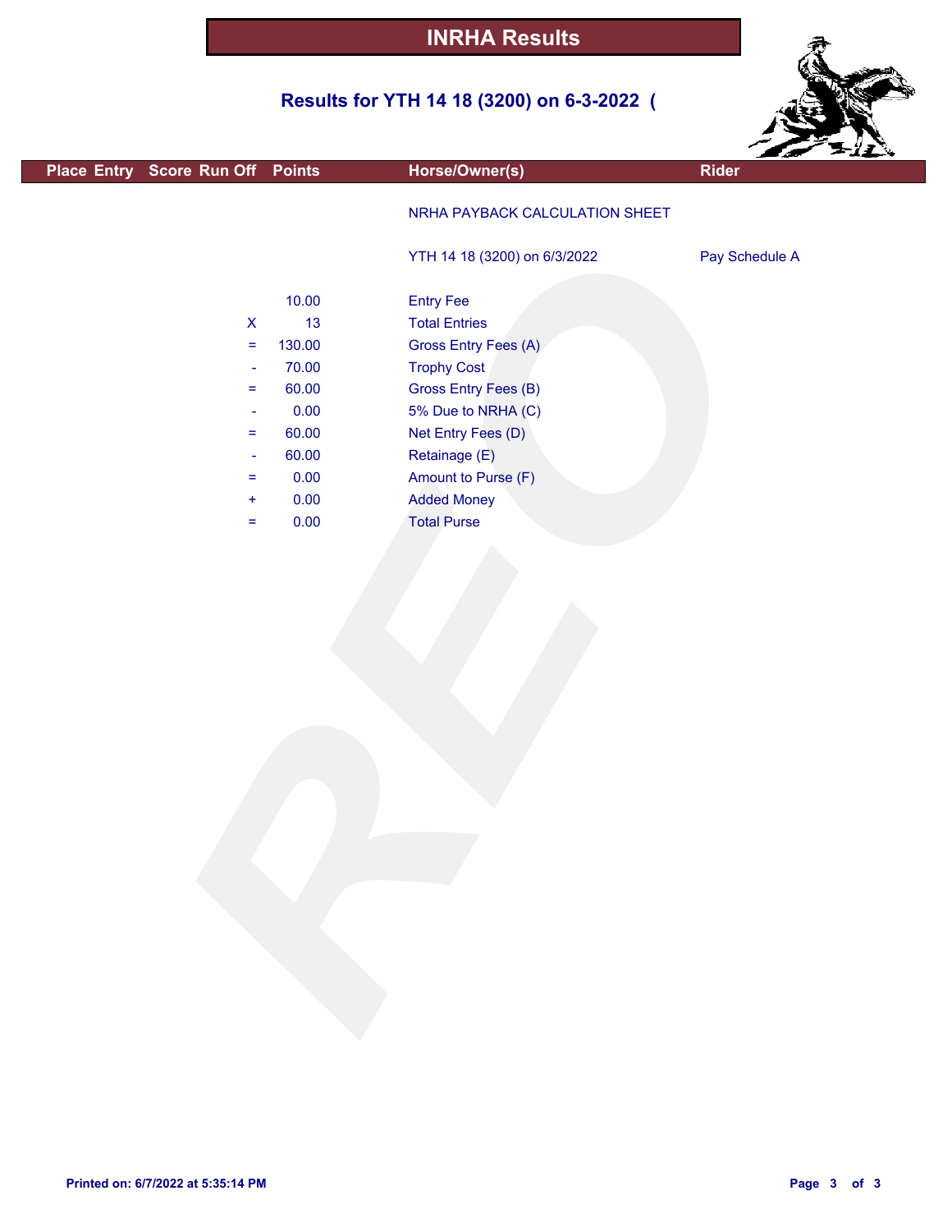# INRHA Results

## Results for YTH 14 18 (3200) on 6-3-2022 (

| Place | Entry | Score | Run Off | Points | Horse/Owner(s) | Rider |
|---|---|---|---|---|---|---|
| | | | | | NRHA PAYBACK CALCULATION SHEET | |
| | | | | | YTH 14 18 (3200) on 6/3/2022 | Pay Schedule A |
| | | | | 10.00 | Entry Fee | |
| | | | X | 13 | Total Entries | |
| | | | = | 130.00 | Gross Entry Fees (A) | |
| | | | - | 70.00 | Trophy Cost | |
| | | | = | 60.00 | Gross Entry Fees (B) | |
| | | | - | 0.00 | 5% Due to NRHA (C) | |
| | | | = | 60.00 | Net Entry Fees (D) | |
| | | | - | 60.00 | Retainage (E) | |
| | | | = | 0.00 | Amount to Purse (F) | |
| | | | + | 0.00 | Added Money | |
| | | | = | 0.00 | Total Purse | |

Printed on: 6/7/2022 at 5:35:14 PM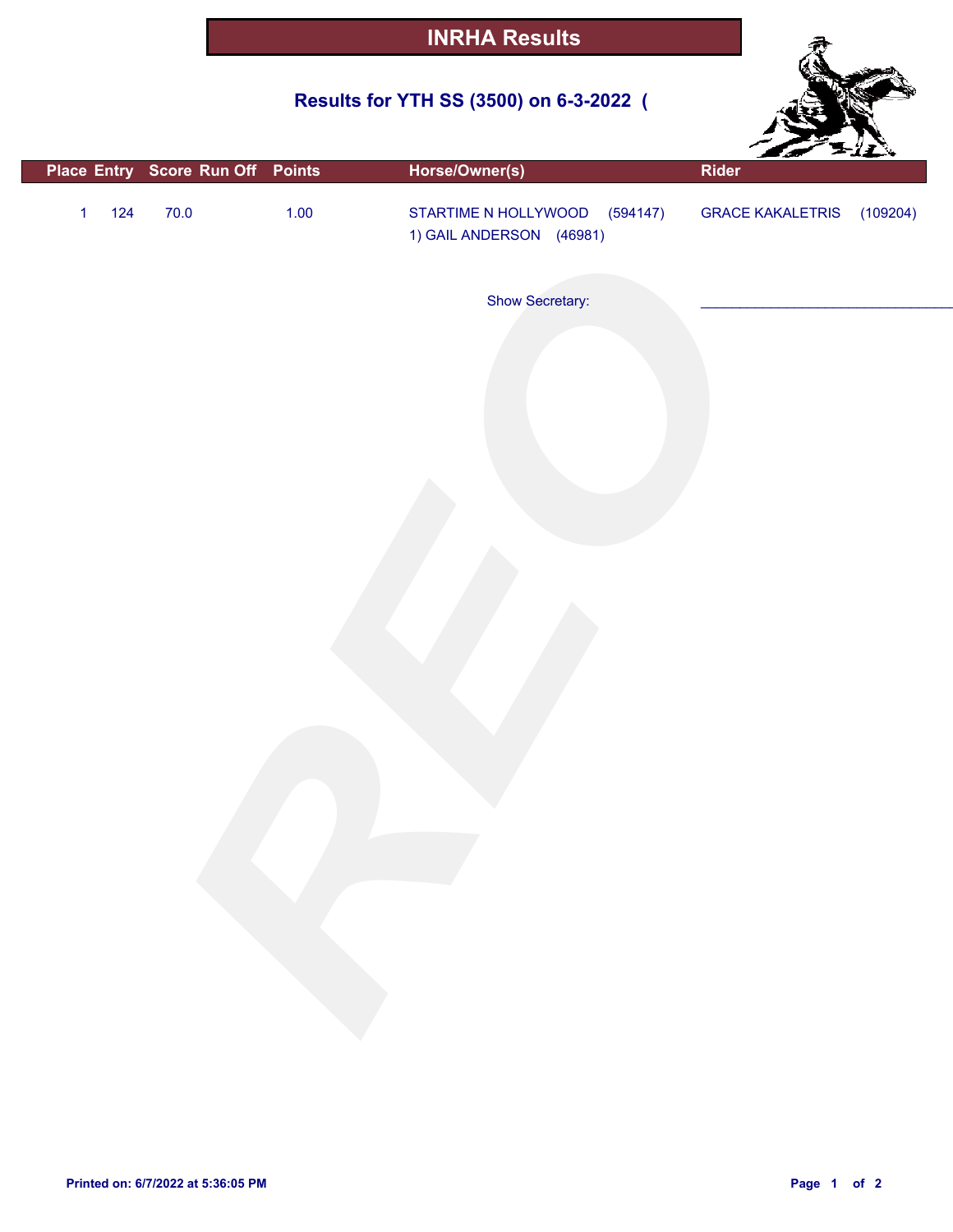# INRHA Results

## Results for YTH SS (3500) on 6-3-2022 (

| Place | Entry | Score | Run Off | Points | Horse/Owner(s) | Rider |
|---|---|---|---|---|---|---|
| 1 | 124 | 70.0 | | 1.00 | STARTIME N HOLLYWOOD (594147)<br>1) GAIL ANDERSON (46981) | GRACE KAKALETRIS (109204) |

Show Secretary: ______________________________

Printed on: 6/7/2022 at 5:36:05 PM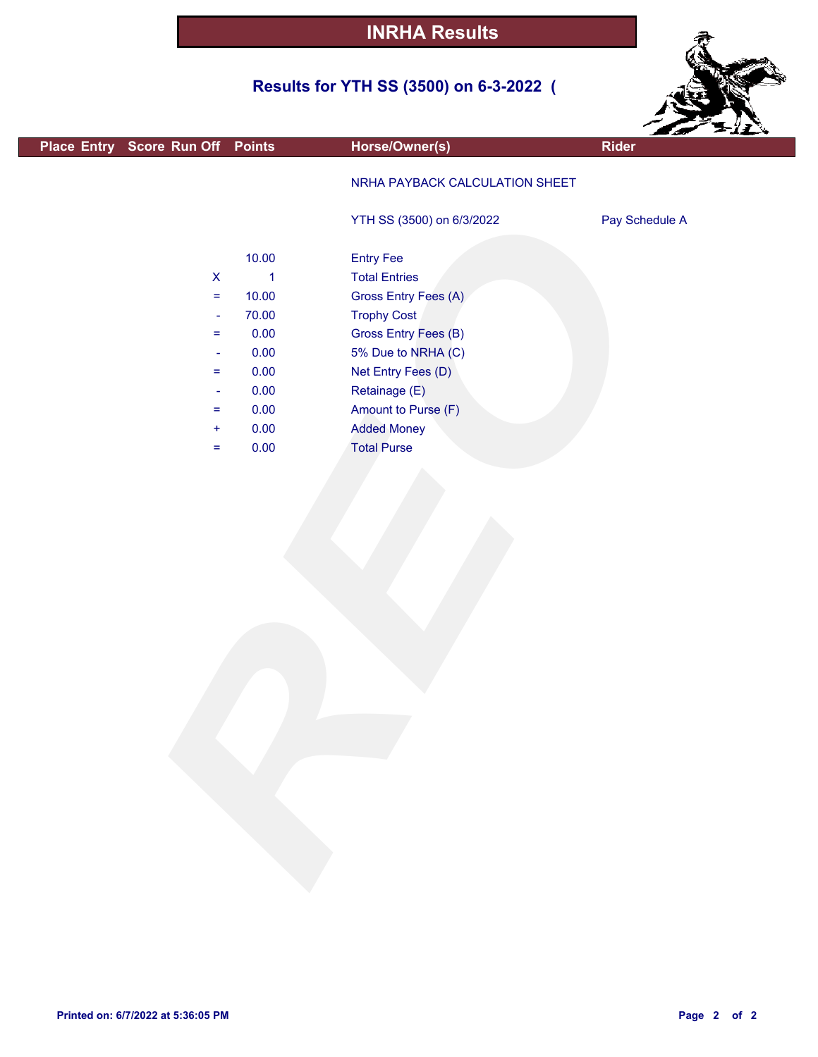# INRHA Results

## Results for YTH SS (3500) on 6-3-2022 (

| Place | Entry | Score | Run Off | Points | Horse/Owner(s) | Rider |
|---|---|---|---|---|---|---|

NRHA PAYBACK CALCULATION SHEET

YTH SS (3500) on 6/3/2022 — Pay Schedule A

| | | |
|---|---|---|
| | 10.00 | Entry Fee |
| X | 1 | Total Entries |
| = | 10.00 | Gross Entry Fees (A) |
| - | 70.00 | Trophy Cost |
| = | 0.00 | Gross Entry Fees (B) |
| - | 0.00 | 5% Due to NRHA (C) |
| = | 0.00 | Net Entry Fees (D) |
| - | 0.00 | Retainage (E) |
| = | 0.00 | Amount to Purse (F) |
| + | 0.00 | Added Money |
| = | 0.00 | Total Purse |

Printed on: 6/7/2022 at 5:36:05 PM